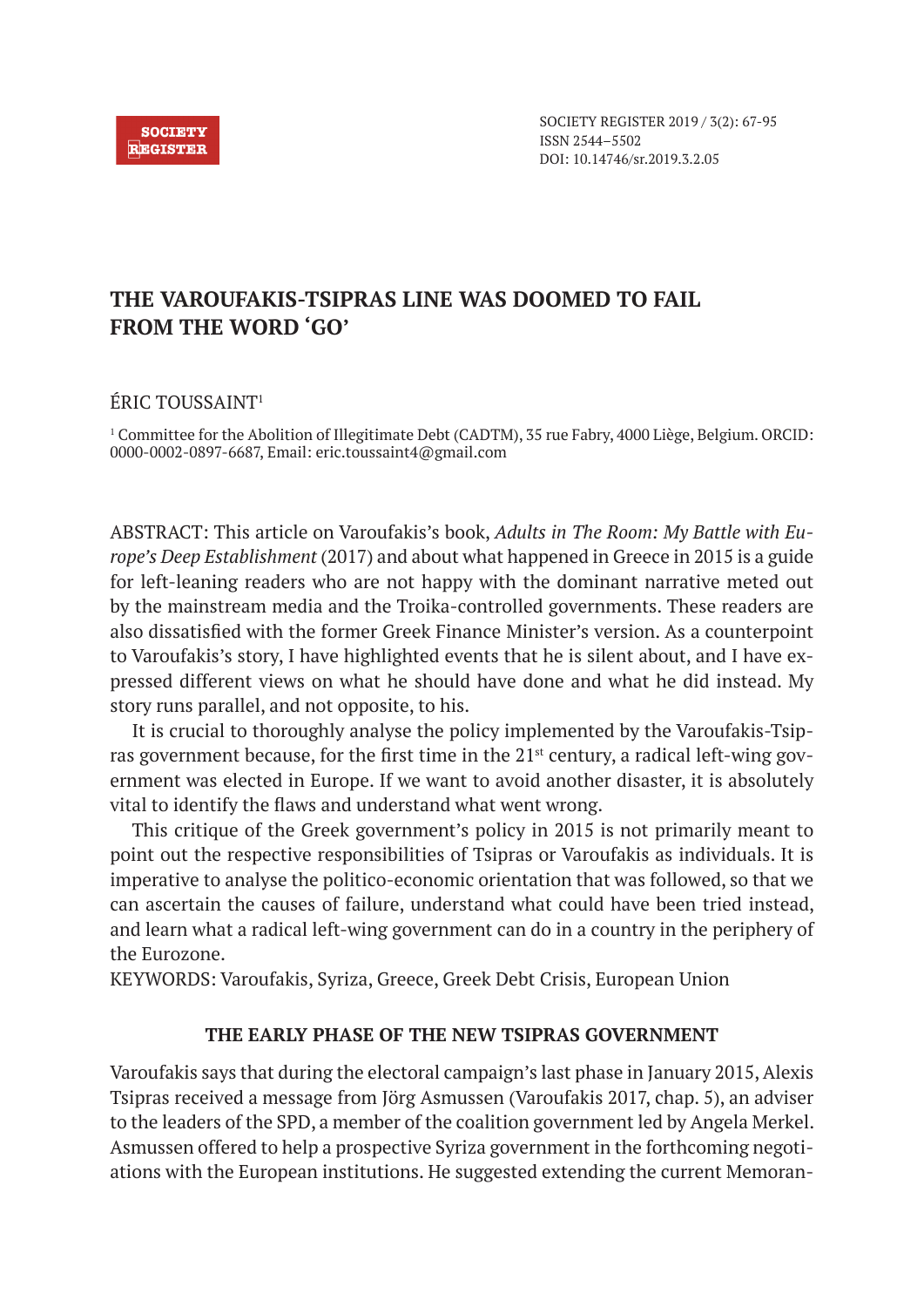SOCIETY REGISTER 2019 / 3(2): 67-95
ISSN 2544–5502
DOI: 10.14746/sr.2019.3.2.05

# THE VAROUFAKIS-TSIPRAS LINE WAS DOOMED TO FAIL FROM THE WORD 'GO'

ÉRIC TOUSSAINT[1]

[1] Committee for the Abolition of Illegitimate Debt (CADTM), 35 rue Fabry, 4000 Liège, Belgium. ORCID: 0000-0002-0897-6687, Email: eric.toussaint4@gmail.com

ABSTRACT: This article on Varoufakis's book, *Adults in The Room: My Battle with Europe's Deep Establishment* (2017) and about what happened in Greece in 2015 is a guide for left-leaning readers who are not happy with the dominant narrative meted out by the mainstream media and the Troika-controlled governments. These readers are also dissatisfied with the former Greek Finance Minister's version. As a counterpoint to Varoufakis's story, I have highlighted events that he is silent about, and I have expressed different views on what he should have done and what he did instead. My story runs parallel, and not opposite, to his.

It is crucial to thoroughly analyse the policy implemented by the Varoufakis-Tsipras government because, for the first time in the 21st century, a radical left-wing government was elected in Europe. If we want to avoid another disaster, it is absolutely vital to identify the flaws and understand what went wrong.

This critique of the Greek government's policy in 2015 is not primarily meant to point out the respective responsibilities of Tsipras or Varoufakis as individuals. It is imperative to analyse the politico-economic orientation that was followed, so that we can ascertain the causes of failure, understand what could have been tried instead, and learn what a radical left-wing government can do in a country in the periphery of the Eurozone.

KEYWORDS: Varoufakis, Syriza, Greece, Greek Debt Crisis, European Union

## THE EARLY PHASE OF THE NEW TSIPRAS GOVERNMENT

Varoufakis says that during the electoral campaign's last phase in January 2015, Alexis Tsipras received a message from Jörg Asmussen (Varoufakis 2017, chap. 5), an adviser to the leaders of the SPD, a member of the coalition government led by Angela Merkel. Asmussen offered to help a prospective Syriza government in the forthcoming negotiations with the European institutions. He suggested extending the current Memoran-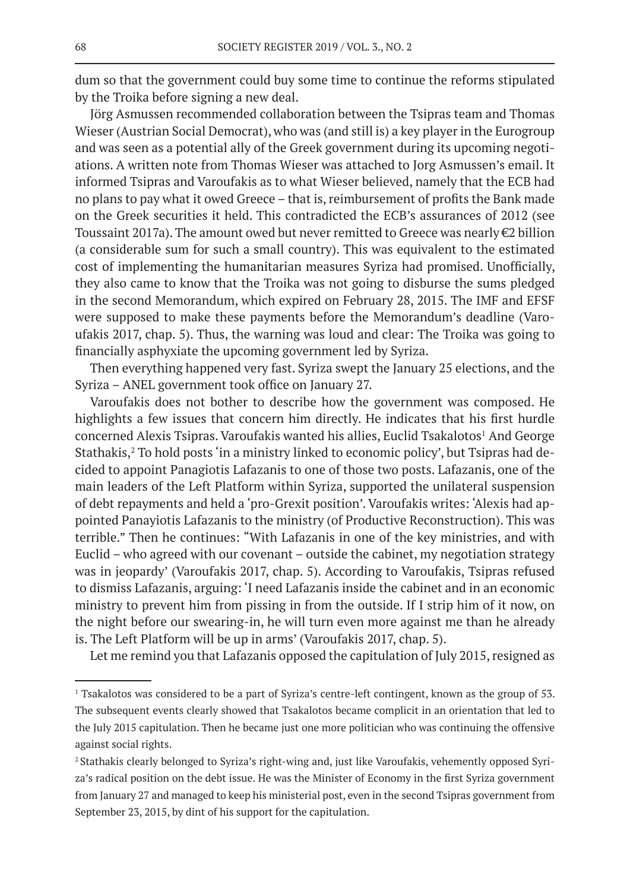dum so that the government could buy some time to continue the reforms stipulated by the Troika before signing a new deal.

Jörg Asmussen recommended collaboration between the Tsipras team and Thomas Wieser (Austrian Social Democrat), who was (and still is) a key player in the Eurogroup and was seen as a potential ally of the Greek government during its upcoming negotiations. A written note from Thomas Wieser was attached to Jorg Asmussen's email. It informed Tsipras and Varoufakis as to what Wieser believed, namely that the ECB had no plans to pay what it owed Greece – that is, reimbursement of profits the Bank made on the Greek securities it held. This contradicted the ECB's assurances of 2012 (see Toussaint 2017a). The amount owed but never remitted to Greece was nearly €2 billion (a considerable sum for such a small country). This was equivalent to the estimated cost of implementing the humanitarian measures Syriza had promised. Unofficially, they also came to know that the Troika was not going to disburse the sums pledged in the second Memorandum, which expired on February 28, 2015. The IMF and EFSF were supposed to make these payments before the Memorandum's deadline (Varoufakis 2017, chap. 5). Thus, the warning was loud and clear: The Troika was going to financially asphyxiate the upcoming government led by Syriza.

Then everything happened very fast. Syriza swept the January 25 elections, and the Syriza – ANEL government took office on January 27.

Varoufakis does not bother to describe how the government was composed. He highlights a few issues that concern him directly. He indicates that his first hurdle concerned Alexis Tsipras. Varoufakis wanted his allies, Euclid Tsakalotos[1] And George Stathakis,[2] To hold posts 'in a ministry linked to economic policy', but Tsipras had decided to appoint Panagiotis Lafazanis to one of those two posts. Lafazanis, one of the main leaders of the Left Platform within Syriza, supported the unilateral suspension of debt repayments and held a 'pro-Grexit position'. Varoufakis writes: 'Alexis had appointed Panayiotis Lafazanis to the ministry (of Productive Reconstruction). This was terrible." Then he continues: "With Lafazanis in one of the key ministries, and with Euclid – who agreed with our covenant – outside the cabinet, my negotiation strategy was in jeopardy' (Varoufakis 2017, chap. 5). According to Varoufakis, Tsipras refused to dismiss Lafazanis, arguing: 'I need Lafazanis inside the cabinet and in an economic ministry to prevent him from pissing in from the outside. If I strip him of it now, on the night before our swearing-in, he will turn even more against me than he already is. The Left Platform will be up in arms' (Varoufakis 2017, chap. 5).

Let me remind you that Lafazanis opposed the capitulation of July 2015, resigned as

---

[1] Tsakalotos was considered to be a part of Syriza's centre-left contingent, known as the group of 53. The subsequent events clearly showed that Tsakalotos became complicit in an orientation that led to the July 2015 capitulation. Then he became just one more politician who was continuing the offensive against social rights.

[2] Stathakis clearly belonged to Syriza's right-wing and, just like Varoufakis, vehemently opposed Syriza's radical position on the debt issue. He was the Minister of Economy in the first Syriza government from January 27 and managed to keep his ministerial post, even in the second Tsipras government from September 23, 2015, by dint of his support for the capitulation.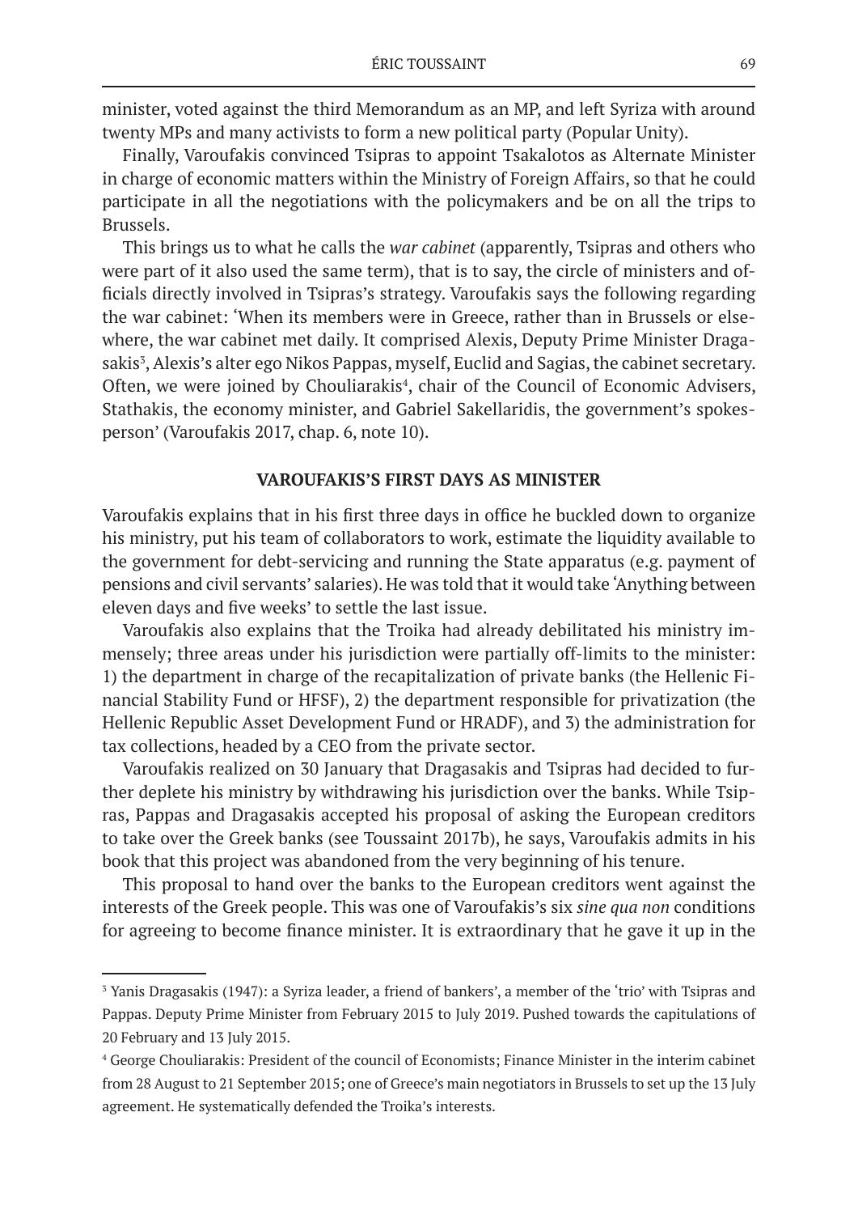minister, voted against the third Memorandum as an MP, and left Syriza with around twenty MPs and many activists to form a new political party (Popular Unity).

Finally, Varoufakis convinced Tsipras to appoint Tsakalotos as Alternate Minister in charge of economic matters within the Ministry of Foreign Affairs, so that he could participate in all the negotiations with the policymakers and be on all the trips to Brussels.

This brings us to what he calls the *war cabinet* (apparently, Tsipras and others who were part of it also used the same term), that is to say, the circle of ministers and officials directly involved in Tsipras's strategy. Varoufakis says the following regarding the war cabinet: 'When its members were in Greece, rather than in Brussels or elsewhere, the war cabinet met daily. It comprised Alexis, Deputy Prime Minister Dragasakis[3], Alexis's alter ego Nikos Pappas, myself, Euclid and Sagias, the cabinet secretary. Often, we were joined by Chouliarakis[4], chair of the Council of Economic Advisers, Stathakis, the economy minister, and Gabriel Sakellaridis, the government's spokesperson' (Varoufakis 2017, chap. 6, note 10).

## VAROUFAKIS'S FIRST DAYS AS MINISTER

Varoufakis explains that in his first three days in office he buckled down to organize his ministry, put his team of collaborators to work, estimate the liquidity available to the government for debt-servicing and running the State apparatus (e.g. payment of pensions and civil servants' salaries). He was told that it would take 'Anything between eleven days and five weeks' to settle the last issue.

Varoufakis also explains that the Troika had already debilitated his ministry immensely; three areas under his jurisdiction were partially off-limits to the minister: 1) the department in charge of the recapitalization of private banks (the Hellenic Financial Stability Fund or HFSF), 2) the department responsible for privatization (the Hellenic Republic Asset Development Fund or HRADF), and 3) the administration for tax collections, headed by a CEO from the private sector.

Varoufakis realized on 30 January that Dragasakis and Tsipras had decided to further deplete his ministry by withdrawing his jurisdiction over the banks. While Tsipras, Pappas and Dragasakis accepted his proposal of asking the European creditors to take over the Greek banks (see Toussaint 2017b), he says, Varoufakis admits in his book that this project was abandoned from the very beginning of his tenure.

This proposal to hand over the banks to the European creditors went against the interests of the Greek people. This was one of Varoufakis's six *sine qua non* conditions for agreeing to become finance minister. It is extraordinary that he gave it up in the

---

[3] Yanis Dragasakis (1947): a Syriza leader, a friend of bankers', a member of the 'trio' with Tsipras and Pappas. Deputy Prime Minister from February 2015 to July 2019. Pushed towards the capitulations of 20 February and 13 July 2015.

[4] George Chouliarakis: President of the council of Economists; Finance Minister in the interim cabinet from 28 August to 21 September 2015; one of Greece's main negotiators in Brussels to set up the 13 July agreement. He systematically defended the Troika's interests.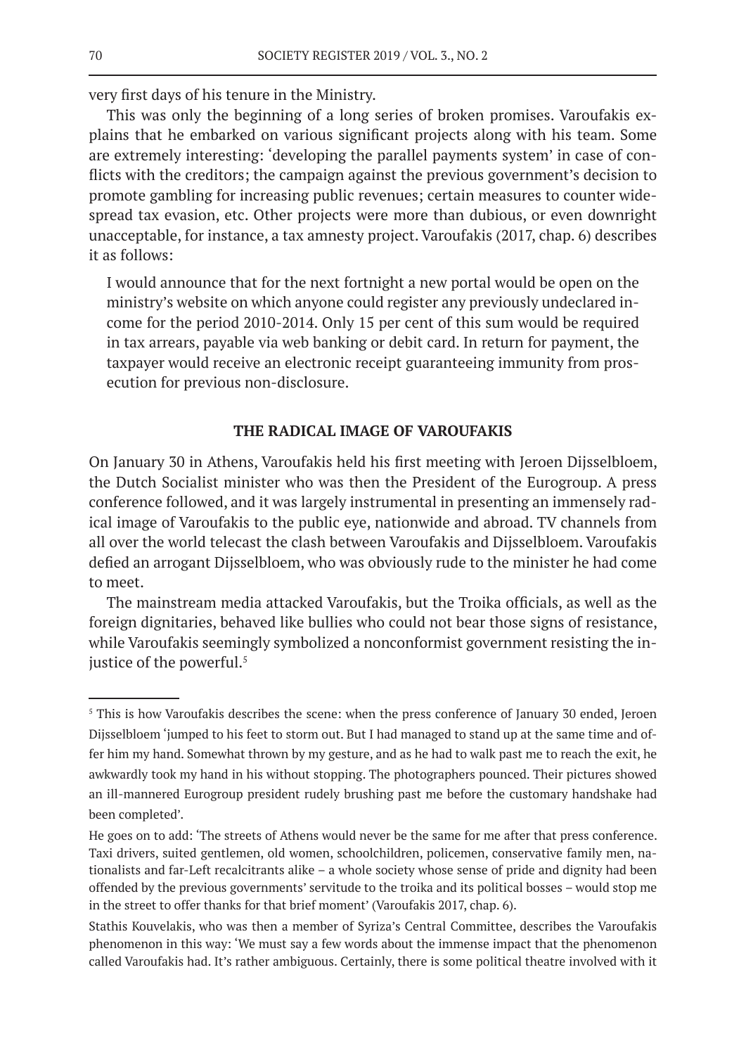very first days of his tenure in the Ministry.

This was only the beginning of a long series of broken promises. Varoufakis explains that he embarked on various significant projects along with his team. Some are extremely interesting: 'developing the parallel payments system' in case of conflicts with the creditors; the campaign against the previous government's decision to promote gambling for increasing public revenues; certain measures to counter widespread tax evasion, etc. Other projects were more than dubious, or even downright unacceptable, for instance, a tax amnesty project. Varoufakis (2017, chap. 6) describes it as follows:

> I would announce that for the next fortnight a new portal would be open on the ministry's website on which anyone could register any previously undeclared income for the period 2010-2014. Only 15 per cent of this sum would be required in tax arrears, payable via web banking or debit card. In return for payment, the taxpayer would receive an electronic receipt guaranteeing immunity from prosecution for previous non-disclosure.

## THE RADICAL IMAGE OF VAROUFAKIS

On January 30 in Athens, Varoufakis held his first meeting with Jeroen Dijsselbloem, the Dutch Socialist minister who was then the President of the Eurogroup. A press conference followed, and it was largely instrumental in presenting an immensely radical image of Varoufakis to the public eye, nationwide and abroad. TV channels from all over the world telecast the clash between Varoufakis and Dijsselbloem. Varoufakis defied an arrogant Dijsselbloem, who was obviously rude to the minister he had come to meet.

The mainstream media attacked Varoufakis, but the Troika officials, as well as the foreign dignitaries, behaved like bullies who could not bear those signs of resistance, while Varoufakis seemingly symbolized a nonconformist government resisting the injustice of the powerful.[5]

---

[5] This is how Varoufakis describes the scene: when the press conference of January 30 ended, Jeroen Dijsselbloem 'jumped to his feet to storm out. But I had managed to stand up at the same time and offer him my hand. Somewhat thrown by my gesture, and as he had to walk past me to reach the exit, he awkwardly took my hand in his without stopping. The photographers pounced. Their pictures showed an ill-mannered Eurogroup president rudely brushing past me before the customary handshake had been completed'.

He goes on to add: 'The streets of Athens would never be the same for me after that press conference. Taxi drivers, suited gentlemen, old women, schoolchildren, policemen, conservative family men, nationalists and far-Left recalcitrants alike – a whole society whose sense of pride and dignity had been offended by the previous governments' servitude to the troika and its political bosses – would stop me in the street to offer thanks for that brief moment' (Varoufakis 2017, chap. 6).

Stathis Kouvelakis, who was then a member of Syriza's Central Committee, describes the Varoufakis phenomenon in this way: 'We must say a few words about the immense impact that the phenomenon called Varoufakis had. It's rather ambiguous. Certainly, there is some political theatre involved with it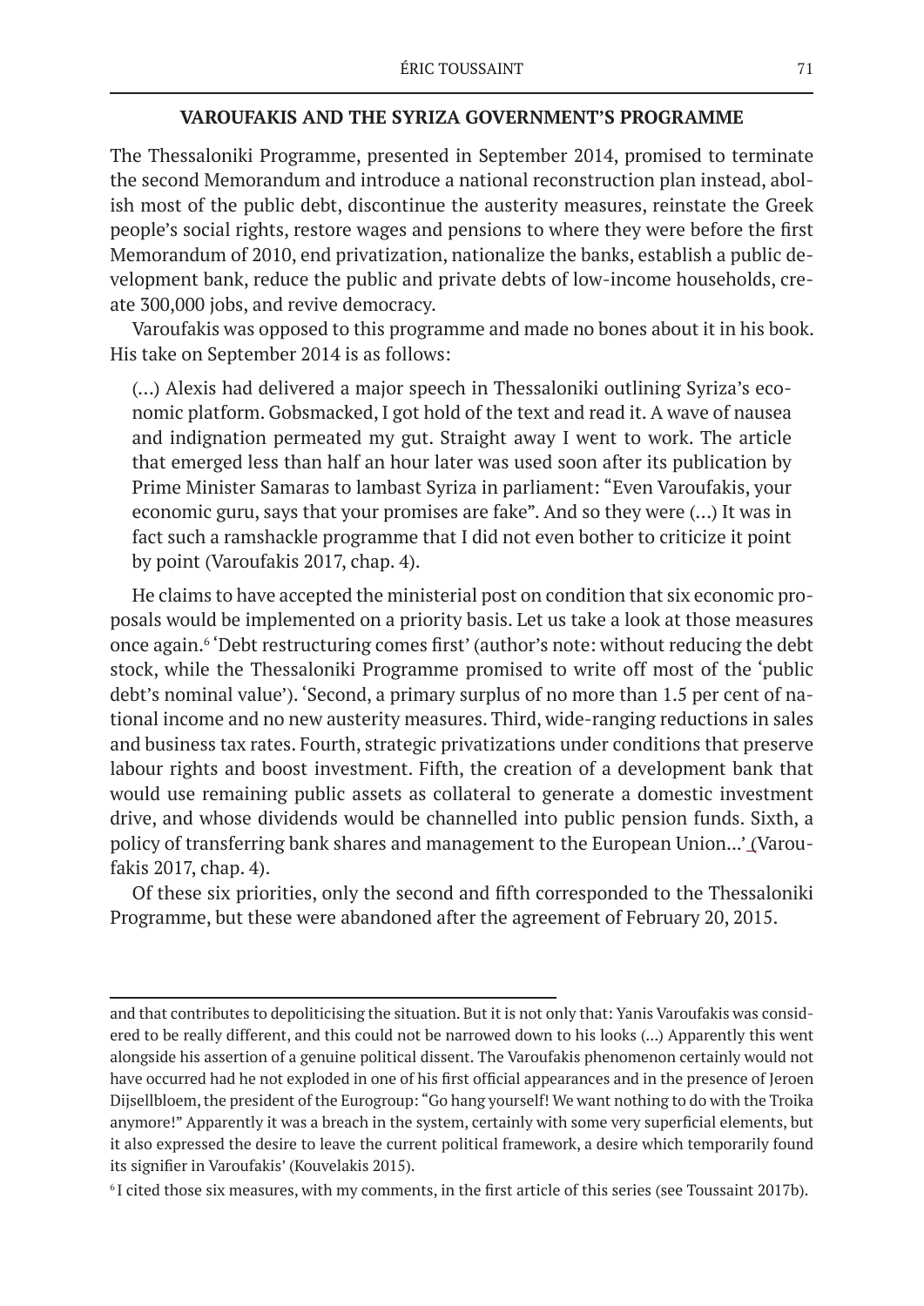## VAROUFAKIS AND THE SYRIZA GOVERNMENT'S PROGRAMME

The Thessaloniki Programme, presented in September 2014, promised to terminate the second Memorandum and introduce a national reconstruction plan instead, abolish most of the public debt, discontinue the austerity measures, reinstate the Greek people's social rights, restore wages and pensions to where they were before the first Memorandum of 2010, end privatization, nationalize the banks, establish a public development bank, reduce the public and private debts of low-income households, create 300,000 jobs, and revive democracy.

Varoufakis was opposed to this programme and made no bones about it in his book. His take on September 2014 is as follows:

> (...) Alexis had delivered a major speech in Thessaloniki outlining Syriza's economic platform. Gobsmacked, I got hold of the text and read it. A wave of nausea and indignation permeated my gut. Straight away I went to work. The article that emerged less than half an hour later was used soon after its publication by Prime Minister Samaras to lambast Syriza in parliament: "Even Varoufakis, your economic guru, says that your promises are fake". And so they were (...) It was in fact such a ramshackle programme that I did not even bother to criticize it point by point (Varoufakis 2017, chap. 4).

He claims to have accepted the ministerial post on condition that six economic proposals would be implemented on a priority basis. Let us take a look at those measures once again.[6] 'Debt restructuring comes first' (author's note: without reducing the debt stock, while the Thessaloniki Programme promised to write off most of the 'public debt's nominal value'). 'Second, a primary surplus of no more than 1.5 per cent of national income and no new austerity measures. Third, wide-ranging reductions in sales and business tax rates. Fourth, strategic privatizations under conditions that preserve labour rights and boost investment. Fifth, the creation of a development bank that would use remaining public assets as collateral to generate a domestic investment drive, and whose dividends would be channelled into public pension funds. Sixth, a policy of transferring bank shares and management to the European Union...' (Varoufakis 2017, chap. 4).

Of these six priorities, only the second and fifth corresponded to the Thessaloniki Programme, but these were abandoned after the agreement of February 20, 2015.

---

and that contributes to depoliticising the situation. But it is not only that: Yanis Varoufakis was considered to be really different, and this could not be narrowed down to his looks (...) Apparently this went alongside his assertion of a genuine political dissent. The Varoufakis phenomenon certainly would not have occurred had he not exploded in one of his first official appearances and in the presence of Jeroen Dijsellbloem, the president of the Eurogroup: "Go hang yourself! We want nothing to do with the Troika anymore!" Apparently it was a breach in the system, certainly with some very superficial elements, but it also expressed the desire to leave the current political framework, a desire which temporarily found its signifier in Varoufakis' (Kouvelakis 2015).

[6] I cited those six measures, with my comments, in the first article of this series (see Toussaint 2017b).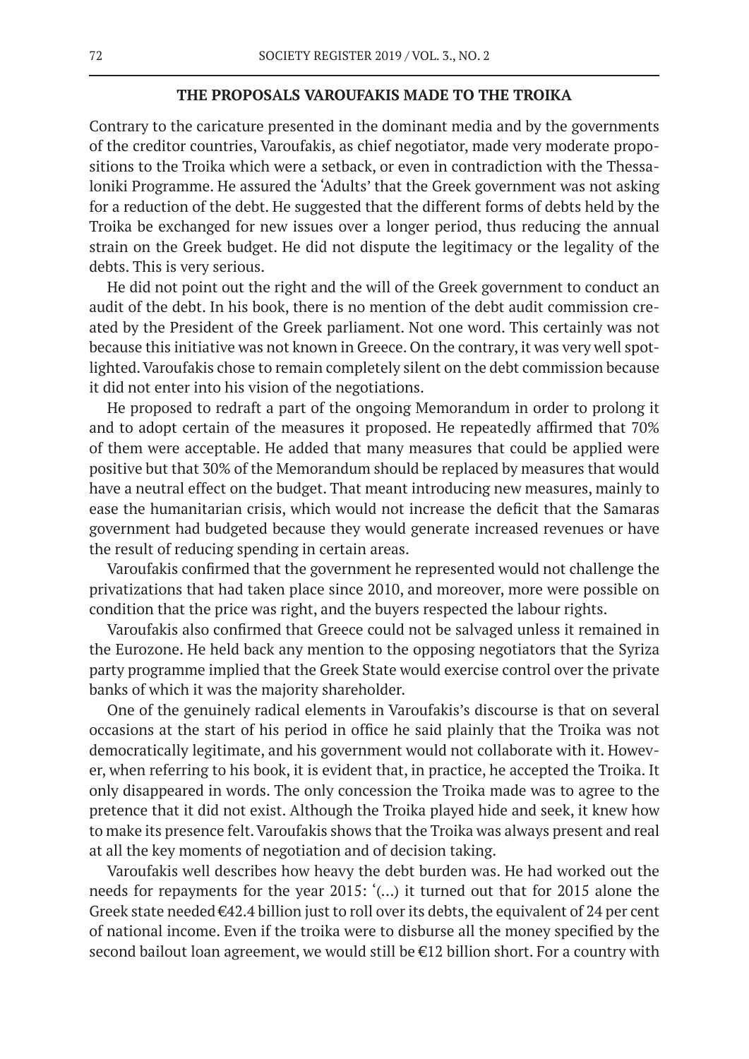## THE PROPOSALS VAROUFAKIS MADE TO THE TROIKA

Contrary to the caricature presented in the dominant media and by the governments of the creditor countries, Varoufakis, as chief negotiator, made very moderate propositions to the Troika which were a setback, or even in contradiction with the Thessaloniki Programme. He assured the 'Adults' that the Greek government was not asking for a reduction of the debt. He suggested that the different forms of debts held by the Troika be exchanged for new issues over a longer period, thus reducing the annual strain on the Greek budget. He did not dispute the legitimacy or the legality of the debts. This is very serious.

He did not point out the right and the will of the Greek government to conduct an audit of the debt. In his book, there is no mention of the debt audit commission created by the President of the Greek parliament. Not one word. This certainly was not because this initiative was not known in Greece. On the contrary, it was very well spotlighted. Varoufakis chose to remain completely silent on the debt commission because it did not enter into his vision of the negotiations.

He proposed to redraft a part of the ongoing Memorandum in order to prolong it and to adopt certain of the measures it proposed. He repeatedly affirmed that 70% of them were acceptable. He added that many measures that could be applied were positive but that 30% of the Memorandum should be replaced by measures that would have a neutral effect on the budget. That meant introducing new measures, mainly to ease the humanitarian crisis, which would not increase the deficit that the Samaras government had budgeted because they would generate increased revenues or have the result of reducing spending in certain areas.

Varoufakis confirmed that the government he represented would not challenge the privatizations that had taken place since 2010, and moreover, more were possible on condition that the price was right, and the buyers respected the labour rights.

Varoufakis also confirmed that Greece could not be salvaged unless it remained in the Eurozone. He held back any mention to the opposing negotiators that the Syriza party programme implied that the Greek State would exercise control over the private banks of which it was the majority shareholder.

One of the genuinely radical elements in Varoufakis's discourse is that on several occasions at the start of his period in office he said plainly that the Troika was not democratically legitimate, and his government would not collaborate with it. However, when referring to his book, it is evident that, in practice, he accepted the Troika. It only disappeared in words. The only concession the Troika made was to agree to the pretence that it did not exist. Although the Troika played hide and seek, it knew how to make its presence felt. Varoufakis shows that the Troika was always present and real at all the key moments of negotiation and of decision taking.

Varoufakis well describes how heavy the debt burden was. He had worked out the needs for repayments for the year 2015: '(…) it turned out that for 2015 alone the Greek state needed €42.4 billion just to roll over its debts, the equivalent of 24 per cent of national income. Even if the troika were to disburse all the money specified by the second bailout loan agreement, we would still be €12 billion short. For a country with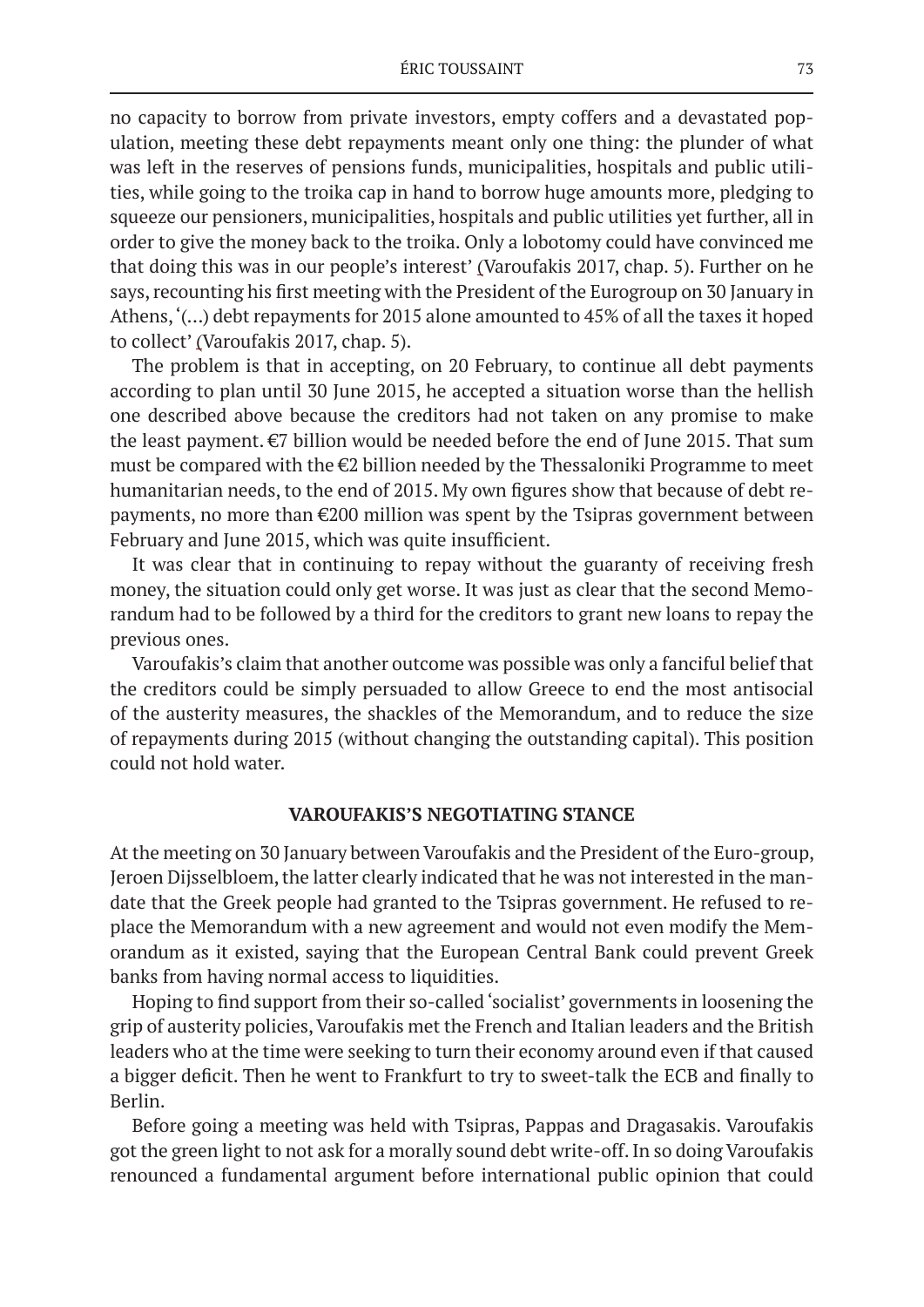no capacity to borrow from private investors, empty coffers and a devastated population, meeting these debt repayments meant only one thing: the plunder of what was left in the reserves of pensions funds, municipalities, hospitals and public utilities, while going to the troika cap in hand to borrow huge amounts more, pledging to squeeze our pensioners, municipalities, hospitals and public utilities yet further, all in order to give the money back to the troika. Only a lobotomy could have convinced me that doing this was in our people's interest' (Varoufakis 2017, chap. 5). Further on he says, recounting his first meeting with the President of the Eurogroup on 30 January in Athens, '(…) debt repayments for 2015 alone amounted to 45% of all the taxes it hoped to collect' (Varoufakis 2017, chap. 5).

The problem is that in accepting, on 20 February, to continue all debt payments according to plan until 30 June 2015, he accepted a situation worse than the hellish one described above because the creditors had not taken on any promise to make the least payment. €7 billion would be needed before the end of June 2015. That sum must be compared with the €2 billion needed by the Thessaloniki Programme to meet humanitarian needs, to the end of 2015. My own figures show that because of debt repayments, no more than €200 million was spent by the Tsipras government between February and June 2015, which was quite insufficient.

It was clear that in continuing to repay without the guaranty of receiving fresh money, the situation could only get worse. It was just as clear that the second Memorandum had to be followed by a third for the creditors to grant new loans to repay the previous ones.

Varoufakis's claim that another outcome was possible was only a fanciful belief that the creditors could be simply persuaded to allow Greece to end the most antisocial of the austerity measures, the shackles of the Memorandum, and to reduce the size of repayments during 2015 (without changing the outstanding capital). This position could not hold water.

## VAROUFAKIS'S NEGOTIATING STANCE

At the meeting on 30 January between Varoufakis and the President of the Euro-group, Jeroen Dijsselbloem, the latter clearly indicated that he was not interested in the mandate that the Greek people had granted to the Tsipras government. He refused to replace the Memorandum with a new agreement and would not even modify the Memorandum as it existed, saying that the European Central Bank could prevent Greek banks from having normal access to liquidities.

Hoping to find support from their so-called 'socialist' governments in loosening the grip of austerity policies, Varoufakis met the French and Italian leaders and the British leaders who at the time were seeking to turn their economy around even if that caused a bigger deficit. Then he went to Frankfurt to try to sweet-talk the ECB and finally to Berlin.

Before going a meeting was held with Tsipras, Pappas and Dragasakis. Varoufakis got the green light to not ask for a morally sound debt write-off. In so doing Varoufakis renounced a fundamental argument before international public opinion that could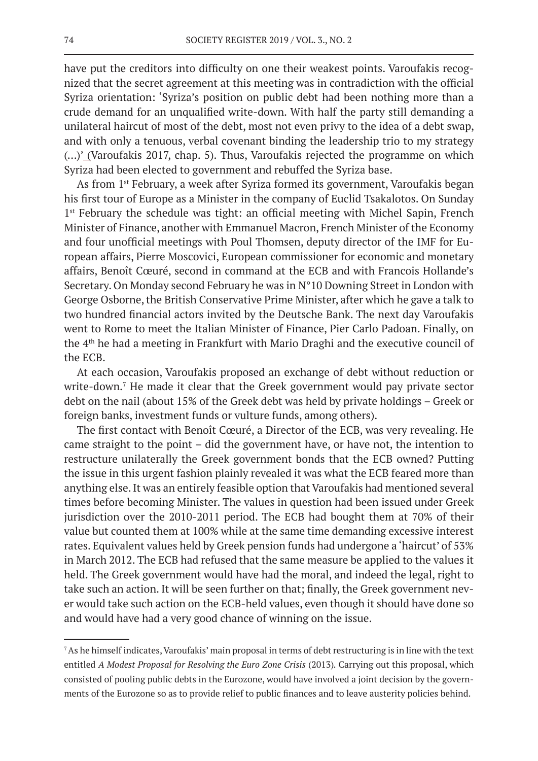have put the creditors into difficulty on one their weakest points. Varoufakis recognized that the secret agreement at this meeting was in contradiction with the official Syriza orientation: 'Syriza's position on public debt had been nothing more than a crude demand for an unqualified write-down. With half the party still demanding a unilateral haircut of most of the debt, most not even privy to the idea of a debt swap, and with only a tenuous, verbal covenant binding the leadership trio to my strategy (…)' (Varoufakis 2017, chap. 5). Thus, Varoufakis rejected the programme on which Syriza had been elected to government and rebuffed the Syriza base.

As from 1st February, a week after Syriza formed its government, Varoufakis began his first tour of Europe as a Minister in the company of Euclid Tsakalotos. On Sunday 1st February the schedule was tight: an official meeting with Michel Sapin, French Minister of Finance, another with Emmanuel Macron, French Minister of the Economy and four unofficial meetings with Poul Thomsen, deputy director of the IMF for European affairs, Pierre Moscovici, European commissioner for economic and monetary affairs, Benoît Cœuré, second in command at the ECB and with Francois Hollande's Secretary. On Monday second February he was in N°10 Downing Street in London with George Osborne, the British Conservative Prime Minister, after which he gave a talk to two hundred financial actors invited by the Deutsche Bank. The next day Varoufakis went to Rome to meet the Italian Minister of Finance, Pier Carlo Padoan. Finally, on the 4th he had a meeting in Frankfurt with Mario Draghi and the executive council of the ECB.

At each occasion, Varoufakis proposed an exchange of debt without reduction or write-down.[7] He made it clear that the Greek government would pay private sector debt on the nail (about 15% of the Greek debt was held by private holdings – Greek or foreign banks, investment funds or vulture funds, among others).

The first contact with Benoît Cœuré, a Director of the ECB, was very revealing. He came straight to the point – did the government have, or have not, the intention to restructure unilaterally the Greek government bonds that the ECB owned? Putting the issue in this urgent fashion plainly revealed it was what the ECB feared more than anything else. It was an entirely feasible option that Varoufakis had mentioned several times before becoming Minister. The values in question had been issued under Greek jurisdiction over the 2010-2011 period. The ECB had bought them at 70% of their value but counted them at 100% while at the same time demanding excessive interest rates. Equivalent values held by Greek pension funds had undergone a 'haircut' of 53% in March 2012. The ECB had refused that the same measure be applied to the values it held. The Greek government would have had the moral, and indeed the legal, right to take such an action. It will be seen further on that; finally, the Greek government never would take such action on the ECB-held values, even though it should have done so and would have had a very good chance of winning on the issue.

[7] As he himself indicates, Varoufakis' main proposal in terms of debt restructuring is in line with the text entitled *A Modest Proposal for Resolving the Euro Zone Crisis* (2013). Carrying out this proposal, which consisted of pooling public debts in the Eurozone, would have involved a joint decision by the governments of the Eurozone so as to provide relief to public finances and to leave austerity policies behind.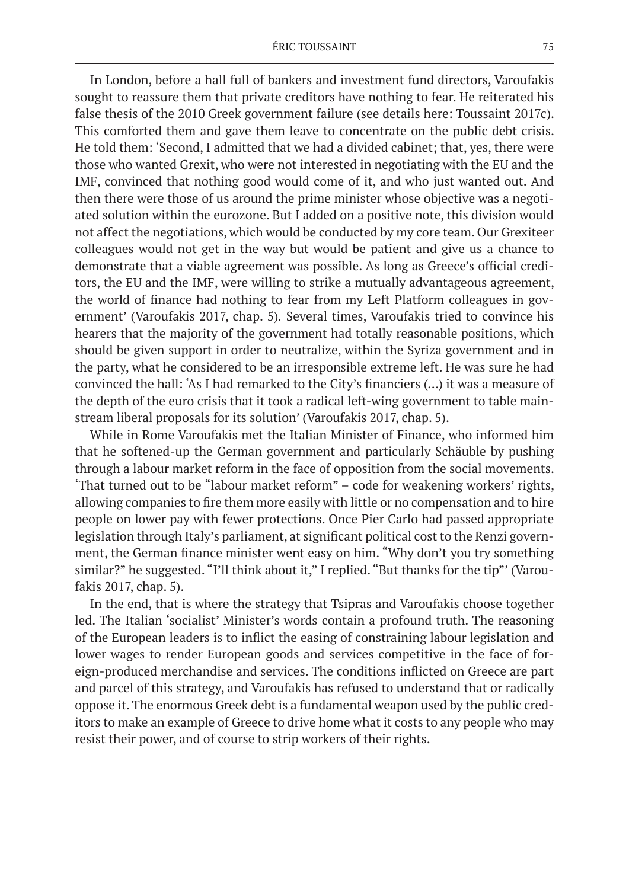In London, before a hall full of bankers and investment fund directors, Varoufakis sought to reassure them that private creditors have nothing to fear. He reiterated his false thesis of the 2010 Greek government failure (see details here: Toussaint 2017c). This comforted them and gave them leave to concentrate on the public debt crisis. He told them: 'Second, I admitted that we had a divided cabinet; that, yes, there were those who wanted Grexit, who were not interested in negotiating with the EU and the IMF, convinced that nothing good would come of it, and who just wanted out. And then there were those of us around the prime minister whose objective was a negotiated solution within the eurozone. But I added on a positive note, this division would not affect the negotiations, which would be conducted by my core team. Our Grexiteer colleagues would not get in the way but would be patient and give us a chance to demonstrate that a viable agreement was possible. As long as Greece's official creditors, the EU and the IMF, were willing to strike a mutually advantageous agreement, the world of finance had nothing to fear from my Left Platform colleagues in government' (Varoufakis 2017, chap. 5). Several times, Varoufakis tried to convince his hearers that the majority of the government had totally reasonable positions, which should be given support in order to neutralize, within the Syriza government and in the party, what he considered to be an irresponsible extreme left. He was sure he had convinced the hall: 'As I had remarked to the City's financiers (...) it was a measure of the depth of the euro crisis that it took a radical left-wing government to table mainstream liberal proposals for its solution' (Varoufakis 2017, chap. 5).

While in Rome Varoufakis met the Italian Minister of Finance, who informed him that he softened-up the German government and particularly Schäuble by pushing through a labour market reform in the face of opposition from the social movements. 'That turned out to be "labour market reform" – code for weakening workers' rights, allowing companies to fire them more easily with little or no compensation and to hire people on lower pay with fewer protections. Once Pier Carlo had passed appropriate legislation through Italy's parliament, at significant political cost to the Renzi government, the German finance minister went easy on him. "Why don't you try something similar?" he suggested. "I'll think about it," I replied. "But thanks for the tip"' (Varoufakis 2017, chap. 5).

In the end, that is where the strategy that Tsipras and Varoufakis choose together led. The Italian 'socialist' Minister's words contain a profound truth. The reasoning of the European leaders is to inflict the easing of constraining labour legislation and lower wages to render European goods and services competitive in the face of foreign-produced merchandise and services. The conditions inflicted on Greece are part and parcel of this strategy, and Varoufakis has refused to understand that or radically oppose it. The enormous Greek debt is a fundamental weapon used by the public creditors to make an example of Greece to drive home what it costs to any people who may resist their power, and of course to strip workers of their rights.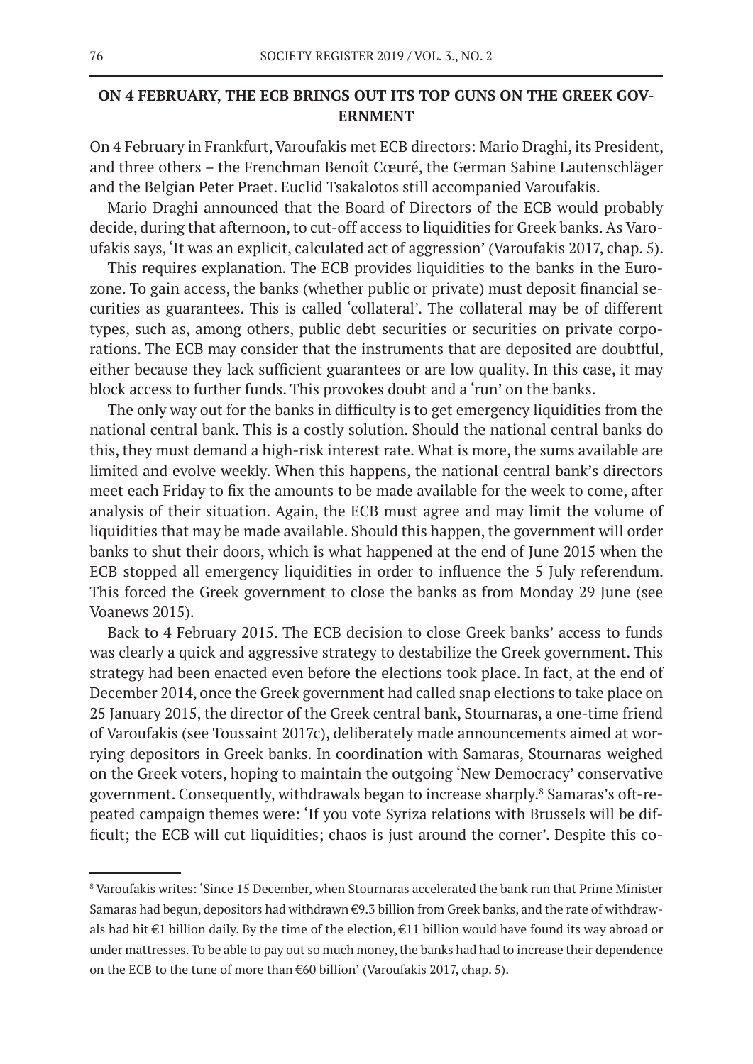## ON 4 FEBRUARY, THE ECB BRINGS OUT ITS TOP GUNS ON THE GREEK GOVERNMENT

On 4 February in Frankfurt, Varoufakis met ECB directors: Mario Draghi, its President, and three others – the Frenchman Benoît Cœuré, the German Sabine Lautenschläger and the Belgian Peter Praet. Euclid Tsakalotos still accompanied Varoufakis.

Mario Draghi announced that the Board of Directors of the ECB would probably decide, during that afternoon, to cut-off access to liquidities for Greek banks. As Varoufakis says, 'It was an explicit, calculated act of aggression' (Varoufakis 2017, chap. 5).

This requires explanation. The ECB provides liquidities to the banks in the Eurozone. To gain access, the banks (whether public or private) must deposit financial securities as guarantees. This is called 'collateral'. The collateral may be of different types, such as, among others, public debt securities or securities on private corporations. The ECB may consider that the instruments that are deposited are doubtful, either because they lack sufficient guarantees or are low quality. In this case, it may block access to further funds. This provokes doubt and a 'run' on the banks.

The only way out for the banks in difficulty is to get emergency liquidities from the national central bank. This is a costly solution. Should the national central banks do this, they must demand a high-risk interest rate. What is more, the sums available are limited and evolve weekly. When this happens, the national central bank's directors meet each Friday to fix the amounts to be made available for the week to come, after analysis of their situation. Again, the ECB must agree and may limit the volume of liquidities that may be made available. Should this happen, the government will order banks to shut their doors, which is what happened at the end of June 2015 when the ECB stopped all emergency liquidities in order to influence the 5 July referendum. This forced the Greek government to close the banks as from Monday 29 June (see Voanews 2015).

Back to 4 February 2015. The ECB decision to close Greek banks' access to funds was clearly a quick and aggressive strategy to destabilize the Greek government. This strategy had been enacted even before the elections took place. In fact, at the end of December 2014, once the Greek government had called snap elections to take place on 25 January 2015, the director of the Greek central bank, Stournaras, a one-time friend of Varoufakis (see Toussaint 2017c), deliberately made announcements aimed at worrying depositors in Greek banks. In coordination with Samaras, Stournaras weighed on the Greek voters, hoping to maintain the outgoing 'New Democracy' conservative government. Consequently, withdrawals began to increase sharply.[8] Samaras's oft-repeated campaign themes were: 'If you vote Syriza relations with Brussels will be difficult; the ECB will cut liquidities; chaos is just around the corner'. Despite this co-

[8] Varoufakis writes: 'Since 15 December, when Stournaras accelerated the bank run that Prime Minister Samaras had begun, depositors had withdrawn €9.3 billion from Greek banks, and the rate of withdrawals had hit €1 billion daily. By the time of the election, €11 billion would have found its way abroad or under mattresses. To be able to pay out so much money, the banks had had to increase their dependence on the ECB to the tune of more than €60 billion' (Varoufakis 2017, chap. 5).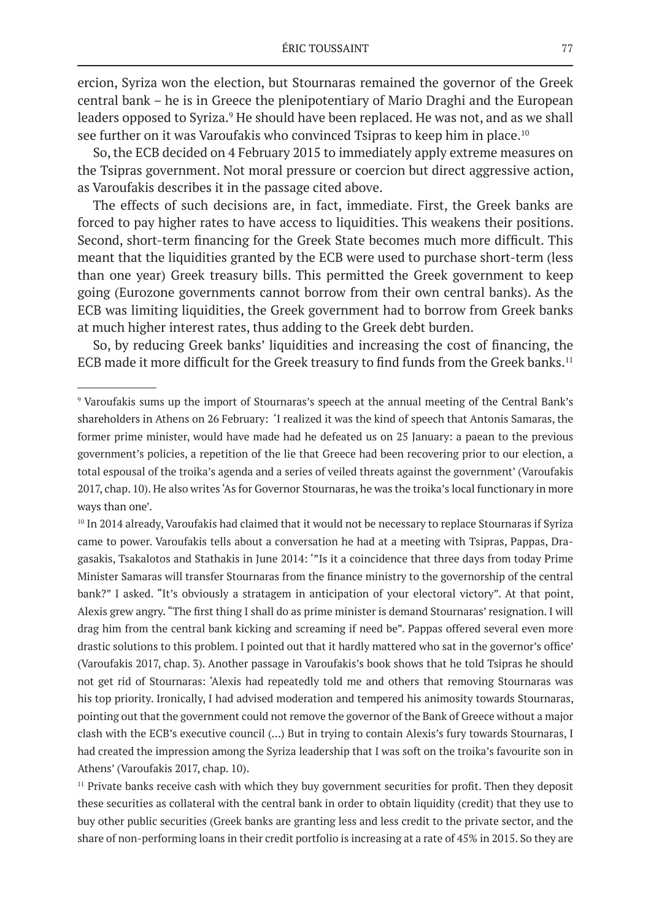ercion, Syriza won the election, but Stournaras remained the governor of the Greek central bank – he is in Greece the plenipotentiary of Mario Draghi and the European leaders opposed to Syriza.[9] He should have been replaced. He was not, and as we shall see further on it was Varoufakis who convinced Tsipras to keep him in place.[10]

So, the ECB decided on 4 February 2015 to immediately apply extreme measures on the Tsipras government. Not moral pressure or coercion but direct aggressive action, as Varoufakis describes it in the passage cited above.

The effects of such decisions are, in fact, immediate. First, the Greek banks are forced to pay higher rates to have access to liquidities. This weakens their positions. Second, short-term financing for the Greek State becomes much more difficult. This meant that the liquidities granted by the ECB were used to purchase short-term (less than one year) Greek treasury bills. This permitted the Greek government to keep going (Eurozone governments cannot borrow from their own central banks). As the ECB was limiting liquidities, the Greek government had to borrow from Greek banks at much higher interest rates, thus adding to the Greek debt burden.

So, by reducing Greek banks' liquidities and increasing the cost of financing, the ECB made it more difficult for the Greek treasury to find funds from the Greek banks.[11]

---

[9] Varoufakis sums up the import of Stournaras's speech at the annual meeting of the Central Bank's shareholders in Athens on 26 February: 'I realized it was the kind of speech that Antonis Samaras, the former prime minister, would have made had he defeated us on 25 January: a paean to the previous government's policies, a repetition of the lie that Greece had been recovering prior to our election, a total espousal of the troika's agenda and a series of veiled threats against the government' (Varoufakis 2017, chap. 10). He also writes 'As for Governor Stournaras, he was the troika's local functionary in more ways than one'.

[10] In 2014 already, Varoufakis had claimed that it would not be necessary to replace Stournaras if Syriza came to power. Varoufakis tells about a conversation he had at a meeting with Tsipras, Pappas, Dragasakis, Tsakalotos and Stathakis in June 2014: '"Is it a coincidence that three days from today Prime Minister Samaras will transfer Stournaras from the finance ministry to the governorship of the central bank?" I asked. "It's obviously a stratagem in anticipation of your electoral victory". At that point, Alexis grew angry. "The first thing I shall do as prime minister is demand Stournaras' resignation. I will drag him from the central bank kicking and screaming if need be". Pappas offered several even more drastic solutions to this problem. I pointed out that it hardly mattered who sat in the governor's office' (Varoufakis 2017, chap. 3). Another passage in Varoufakis's book shows that he told Tsipras he should not get rid of Stournaras: 'Alexis had repeatedly told me and others that removing Stournaras was his top priority. Ironically, I had advised moderation and tempered his animosity towards Stournaras, pointing out that the government could not remove the governor of the Bank of Greece without a major clash with the ECB's executive council (…) But in trying to contain Alexis's fury towards Stournaras, I had created the impression among the Syriza leadership that I was soft on the troika's favourite son in Athens' (Varoufakis 2017, chap. 10).

[11] Private banks receive cash with which they buy government securities for profit. Then they deposit these securities as collateral with the central bank in order to obtain liquidity (credit) that they use to buy other public securities (Greek banks are granting less and less credit to the private sector, and the share of non-performing loans in their credit portfolio is increasing at a rate of 45% in 2015. So they are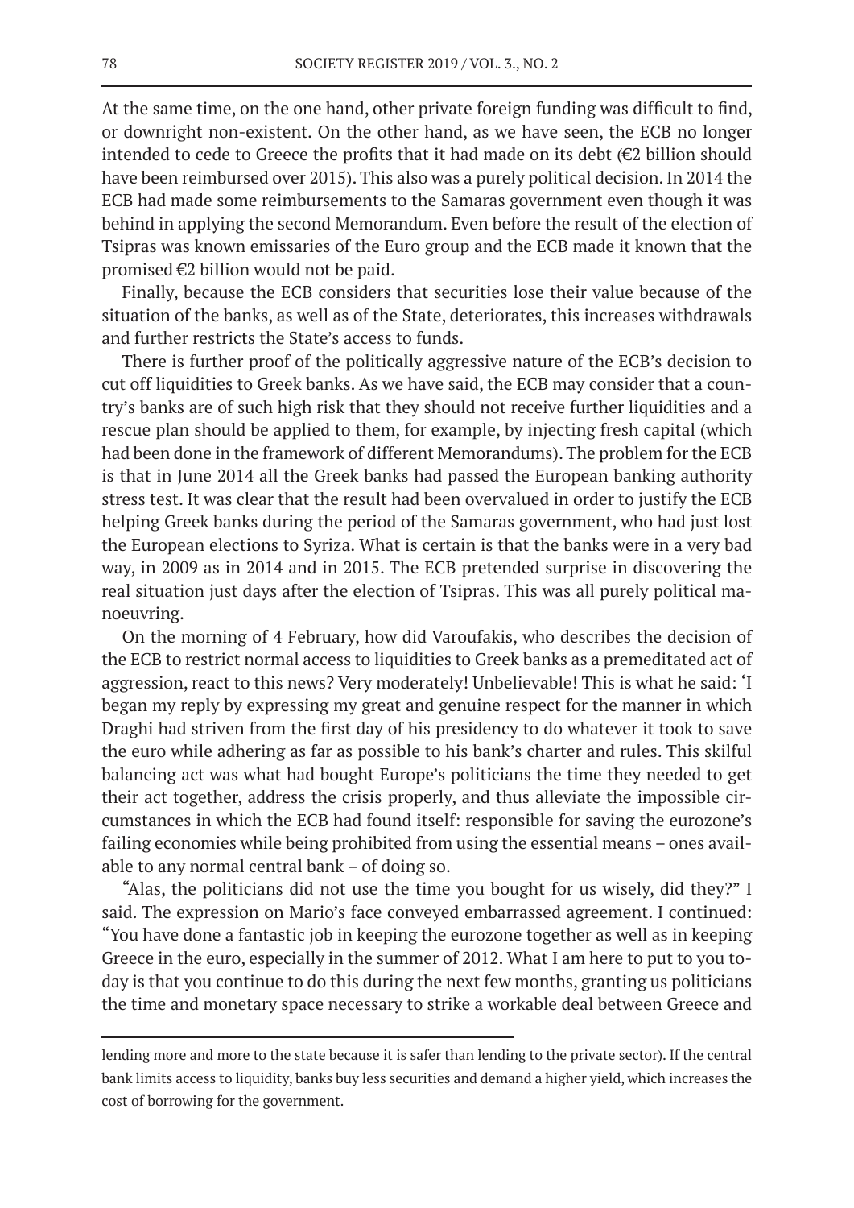At the same time, on the one hand, other private foreign funding was difficult to find, or downright non-existent. On the other hand, as we have seen, the ECB no longer intended to cede to Greece the profits that it had made on its debt (€2 billion should have been reimbursed over 2015). This also was a purely political decision. In 2014 the ECB had made some reimbursements to the Samaras government even though it was behind in applying the second Memorandum. Even before the result of the election of Tsipras was known emissaries of the Euro group and the ECB made it known that the promised €2 billion would not be paid.

Finally, because the ECB considers that securities lose their value because of the situation of the banks, as well as of the State, deteriorates, this increases withdrawals and further restricts the State's access to funds.

There is further proof of the politically aggressive nature of the ECB's decision to cut off liquidities to Greek banks. As we have said, the ECB may consider that a country's banks are of such high risk that they should not receive further liquidities and a rescue plan should be applied to them, for example, by injecting fresh capital (which had been done in the framework of different Memorandums). The problem for the ECB is that in June 2014 all the Greek banks had passed the European banking authority stress test. It was clear that the result had been overvalued in order to justify the ECB helping Greek banks during the period of the Samaras government, who had just lost the European elections to Syriza. What is certain is that the banks were in a very bad way, in 2009 as in 2014 and in 2015. The ECB pretended surprise in discovering the real situation just days after the election of Tsipras. This was all purely political manoeuvring.

On the morning of 4 February, how did Varoufakis, who describes the decision of the ECB to restrict normal access to liquidities to Greek banks as a premeditated act of aggression, react to this news? Very moderately! Unbelievable! This is what he said: 'I began my reply by expressing my great and genuine respect for the manner in which Draghi had striven from the first day of his presidency to do whatever it took to save the euro while adhering as far as possible to his bank's charter and rules. This skilful balancing act was what had bought Europe's politicians the time they needed to get their act together, address the crisis properly, and thus alleviate the impossible circumstances in which the ECB had found itself: responsible for saving the eurozone's failing economies while being prohibited from using the essential means – ones available to any normal central bank – of doing so.

"Alas, the politicians did not use the time you bought for us wisely, did they?" I said. The expression on Mario's face conveyed embarrassed agreement. I continued: "You have done a fantastic job in keeping the eurozone together as well as in keeping Greece in the euro, especially in the summer of 2012. What I am here to put to you today is that you continue to do this during the next few months, granting us politicians the time and monetary space necessary to strike a workable deal between Greece and

---

lending more and more to the state because it is safer than lending to the private sector). If the central bank limits access to liquidity, banks buy less securities and demand a higher yield, which increases the cost of borrowing for the government.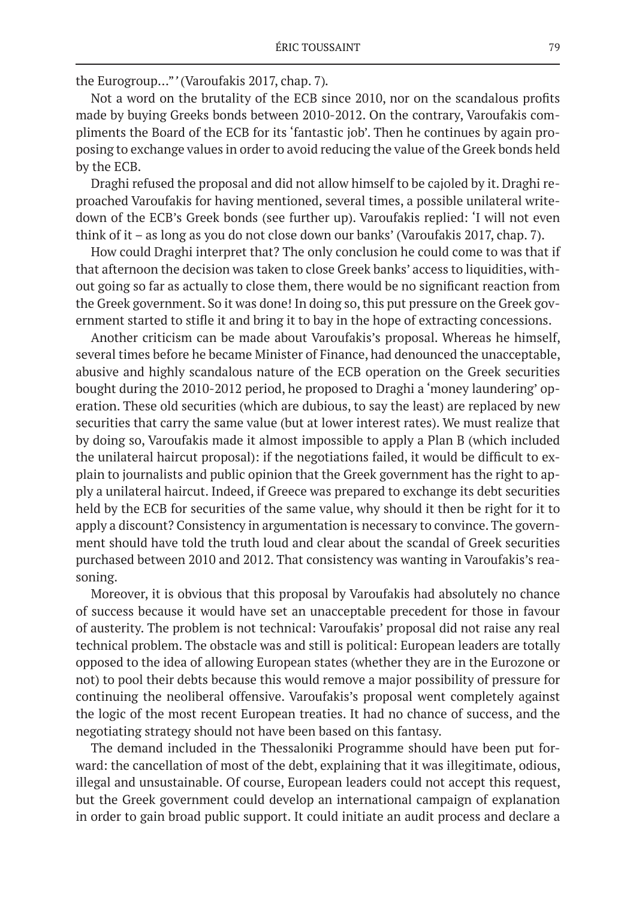the Eurogroup…" ' (Varoufakis 2017, chap. 7).

Not a word on the brutality of the ECB since 2010, nor on the scandalous profits made by buying Greeks bonds between 2010-2012. On the contrary, Varoufakis compliments the Board of the ECB for its 'fantastic job'. Then he continues by again proposing to exchange values in order to avoid reducing the value of the Greek bonds held by the ECB.

Draghi refused the proposal and did not allow himself to be cajoled by it. Draghi reproached Varoufakis for having mentioned, several times, a possible unilateral write-down of the ECB's Greek bonds (see further up). Varoufakis replied: 'I will not even think of it – as long as you do not close down our banks' (Varoufakis 2017, chap. 7).

How could Draghi interpret that? The only conclusion he could come to was that if that afternoon the decision was taken to close Greek banks' access to liquidities, without going so far as actually to close them, there would be no significant reaction from the Greek government. So it was done! In doing so, this put pressure on the Greek government started to stifle it and bring it to bay in the hope of extracting concessions.

Another criticism can be made about Varoufakis's proposal. Whereas he himself, several times before he became Minister of Finance, had denounced the unacceptable, abusive and highly scandalous nature of the ECB operation on the Greek securities bought during the 2010-2012 period, he proposed to Draghi a 'money laundering' operation. These old securities (which are dubious, to say the least) are replaced by new securities that carry the same value (but at lower interest rates). We must realize that by doing so, Varoufakis made it almost impossible to apply a Plan B (which included the unilateral haircut proposal): if the negotiations failed, it would be difficult to explain to journalists and public opinion that the Greek government has the right to apply a unilateral haircut. Indeed, if Greece was prepared to exchange its debt securities held by the ECB for securities of the same value, why should it then be right for it to apply a discount? Consistency in argumentation is necessary to convince. The government should have told the truth loud and clear about the scandal of Greek securities purchased between 2010 and 2012. That consistency was wanting in Varoufakis's reasoning.

Moreover, it is obvious that this proposal by Varoufakis had absolutely no chance of success because it would have set an unacceptable precedent for those in favour of austerity. The problem is not technical: Varoufakis' proposal did not raise any real technical problem. The obstacle was and still is political: European leaders are totally opposed to the idea of allowing European states (whether they are in the Eurozone or not) to pool their debts because this would remove a major possibility of pressure for continuing the neoliberal offensive. Varoufakis's proposal went completely against the logic of the most recent European treaties. It had no chance of success, and the negotiating strategy should not have been based on this fantasy.

The demand included in the Thessaloniki Programme should have been put forward: the cancellation of most of the debt, explaining that it was illegitimate, odious, illegal and unsustainable. Of course, European leaders could not accept this request, but the Greek government could develop an international campaign of explanation in order to gain broad public support. It could initiate an audit process and declare a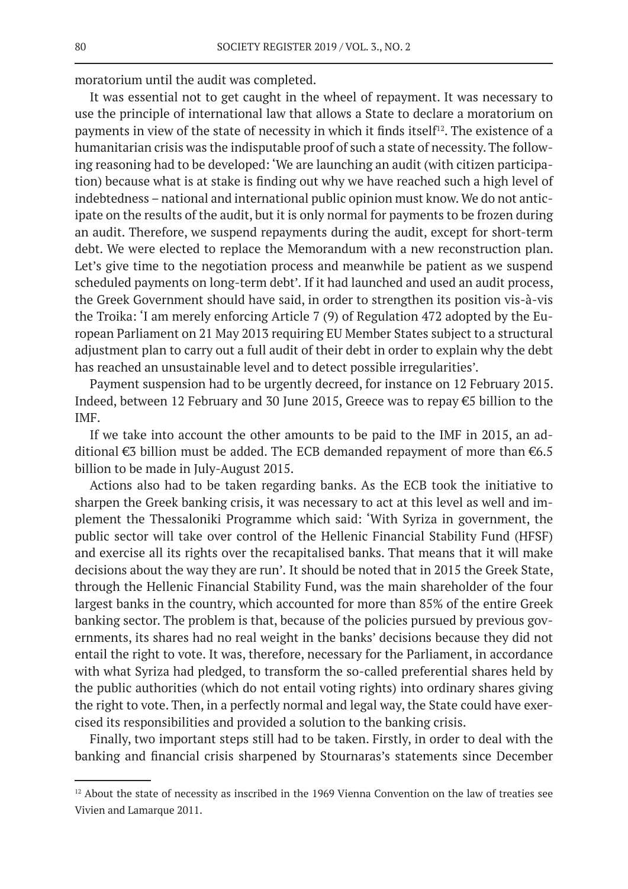moratorium until the audit was completed.

It was essential not to get caught in the wheel of repayment. It was necessary to use the principle of international law that allows a State to declare a moratorium on payments in view of the state of necessity in which it finds itself[12]. The existence of a humanitarian crisis was the indisputable proof of such a state of necessity. The following reasoning had to be developed: 'We are launching an audit (with citizen participation) because what is at stake is finding out why we have reached such a high level of indebtedness – national and international public opinion must know. We do not anticipate on the results of the audit, but it is only normal for payments to be frozen during an audit. Therefore, we suspend repayments during the audit, except for short-term debt. We were elected to replace the Memorandum with a new reconstruction plan. Let's give time to the negotiation process and meanwhile be patient as we suspend scheduled payments on long-term debt'. If it had launched and used an audit process, the Greek Government should have said, in order to strengthen its position vis-à-vis the Troika: 'I am merely enforcing Article 7 (9) of Regulation 472 adopted by the European Parliament on 21 May 2013 requiring EU Member States subject to a structural adjustment plan to carry out a full audit of their debt in order to explain why the debt has reached an unsustainable level and to detect possible irregularities'.

Payment suspension had to be urgently decreed, for instance on 12 February 2015. Indeed, between 12 February and 30 June 2015, Greece was to repay €5 billion to the IMF.

If we take into account the other amounts to be paid to the IMF in 2015, an additional €3 billion must be added. The ECB demanded repayment of more than €6.5 billion to be made in July-August 2015.

Actions also had to be taken regarding banks. As the ECB took the initiative to sharpen the Greek banking crisis, it was necessary to act at this level as well and implement the Thessaloniki Programme which said: 'With Syriza in government, the public sector will take over control of the Hellenic Financial Stability Fund (HFSF) and exercise all its rights over the recapitalised banks. That means that it will make decisions about the way they are run'. It should be noted that in 2015 the Greek State, through the Hellenic Financial Stability Fund, was the main shareholder of the four largest banks in the country, which accounted for more than 85% of the entire Greek banking sector. The problem is that, because of the policies pursued by previous governments, its shares had no real weight in the banks' decisions because they did not entail the right to vote. It was, therefore, necessary for the Parliament, in accordance with what Syriza had pledged, to transform the so-called preferential shares held by the public authorities (which do not entail voting rights) into ordinary shares giving the right to vote. Then, in a perfectly normal and legal way, the State could have exercised its responsibilities and provided a solution to the banking crisis.

Finally, two important steps still had to be taken. Firstly, in order to deal with the banking and financial crisis sharpened by Stournaras's statements since December

---

[12] About the state of necessity as inscribed in the 1969 Vienna Convention on the law of treaties see Vivien and Lamarque 2011.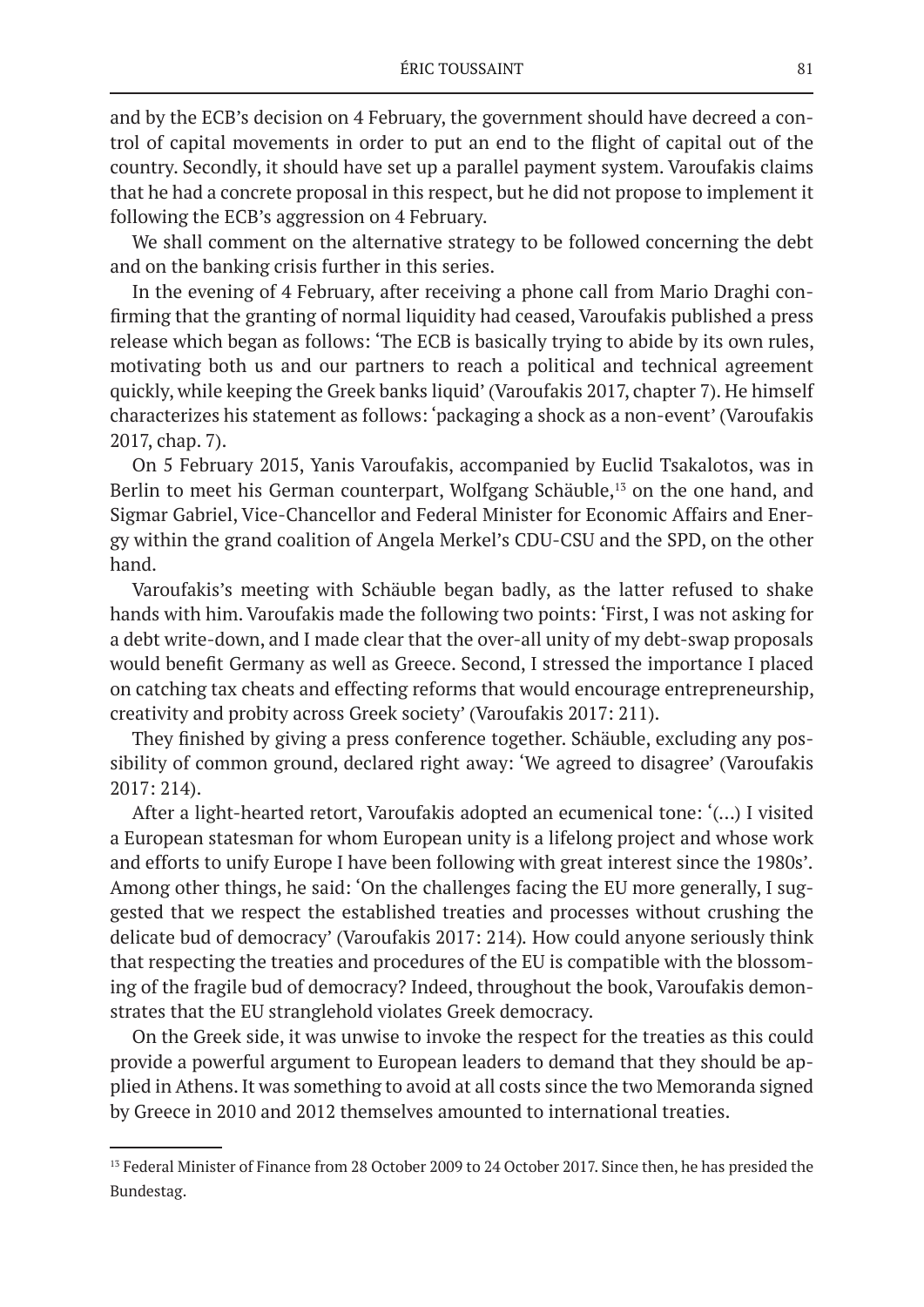and by the ECB's decision on 4 February, the government should have decreed a control of capital movements in order to put an end to the flight of capital out of the country. Secondly, it should have set up a parallel payment system. Varoufakis claims that he had a concrete proposal in this respect, but he did not propose to implement it following the ECB's aggression on 4 February.

We shall comment on the alternative strategy to be followed concerning the debt and on the banking crisis further in this series.

In the evening of 4 February, after receiving a phone call from Mario Draghi confirming that the granting of normal liquidity had ceased, Varoufakis published a press release which began as follows: 'The ECB is basically trying to abide by its own rules, motivating both us and our partners to reach a political and technical agreement quickly, while keeping the Greek banks liquid' (Varoufakis 2017, chapter 7). He himself characterizes his statement as follows: 'packaging a shock as a non-event' (Varoufakis 2017, chap. 7).

On 5 February 2015, Yanis Varoufakis, accompanied by Euclid Tsakalotos, was in Berlin to meet his German counterpart, Wolfgang Schäuble,[13] on the one hand, and Sigmar Gabriel, Vice-Chancellor and Federal Minister for Economic Affairs and Energy within the grand coalition of Angela Merkel's CDU-CSU and the SPD, on the other hand.

Varoufakis's meeting with Schäuble began badly, as the latter refused to shake hands with him. Varoufakis made the following two points: 'First, I was not asking for a debt write-down, and I made clear that the over-all unity of my debt-swap proposals would benefit Germany as well as Greece. Second, I stressed the importance I placed on catching tax cheats and effecting reforms that would encourage entrepreneurship, creativity and probity across Greek society' (Varoufakis 2017: 211).

They finished by giving a press conference together. Schäuble, excluding any possibility of common ground, declared right away: 'We agreed to disagree' (Varoufakis 2017: 214).

After a light-hearted retort, Varoufakis adopted an ecumenical tone: '(…) I visited a European statesman for whom European unity is a lifelong project and whose work and efforts to unify Europe I have been following with great interest since the 1980s'. Among other things, he said: 'On the challenges facing the EU more generally, I suggested that we respect the established treaties and processes without crushing the delicate bud of democracy' (Varoufakis 2017: 214). How could anyone seriously think that respecting the treaties and procedures of the EU is compatible with the blossoming of the fragile bud of democracy? Indeed, throughout the book, Varoufakis demonstrates that the EU stranglehold violates Greek democracy.

On the Greek side, it was unwise to invoke the respect for the treaties as this could provide a powerful argument to European leaders to demand that they should be applied in Athens. It was something to avoid at all costs since the two Memoranda signed by Greece in 2010 and 2012 themselves amounted to international treaties.

---

[13] Federal Minister of Finance from 28 October 2009 to 24 October 2017. Since then, he has presided the Bundestag.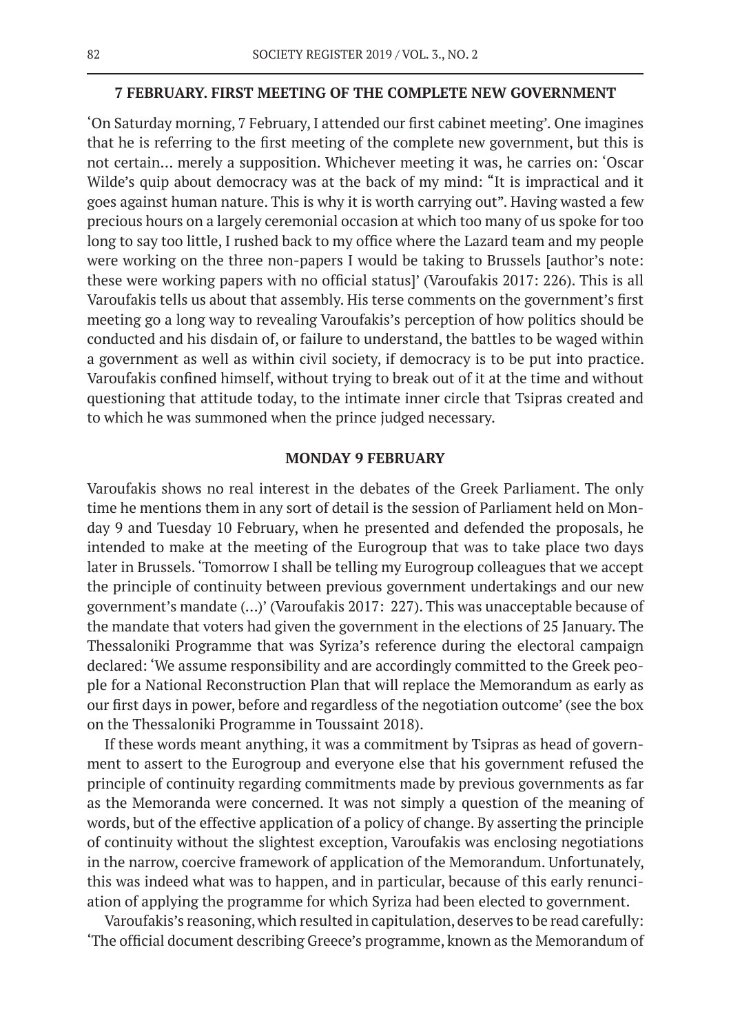## 7 FEBRUARY. FIRST MEETING OF THE COMPLETE NEW GOVERNMENT

'On Saturday morning, 7 February, I attended our first cabinet meeting'. One imagines that he is referring to the first meeting of the complete new government, but this is not certain… merely a supposition. Whichever meeting it was, he carries on: 'Oscar Wilde's quip about democracy was at the back of my mind: "It is impractical and it goes against human nature. This is why it is worth carrying out". Having wasted a few precious hours on a largely ceremonial occasion at which too many of us spoke for too long to say too little, I rushed back to my office where the Lazard team and my people were working on the three non-papers I would be taking to Brussels [author's note: these were working papers with no official status]' (Varoufakis 2017: 226). This is all Varoufakis tells us about that assembly. His terse comments on the government's first meeting go a long way to revealing Varoufakis's perception of how politics should be conducted and his disdain of, or failure to understand, the battles to be waged within a government as well as within civil society, if democracy is to be put into practice. Varoufakis confined himself, without trying to break out of it at the time and without questioning that attitude today, to the intimate inner circle that Tsipras created and to which he was summoned when the prince judged necessary.

## MONDAY 9 FEBRUARY

Varoufakis shows no real interest in the debates of the Greek Parliament. The only time he mentions them in any sort of detail is the session of Parliament held on Monday 9 and Tuesday 10 February, when he presented and defended the proposals, he intended to make at the meeting of the Eurogroup that was to take place two days later in Brussels. 'Tomorrow I shall be telling my Eurogroup colleagues that we accept the principle of continuity between previous government undertakings and our new government's mandate (…)' (Varoufakis 2017: 227). This was unacceptable because of the mandate that voters had given the government in the elections of 25 January. The Thessaloniki Programme that was Syriza's reference during the electoral campaign declared: 'We assume responsibility and are accordingly committed to the Greek people for a National Reconstruction Plan that will replace the Memorandum as early as our first days in power, before and regardless of the negotiation outcome' (see the box on the Thessaloniki Programme in Toussaint 2018).

If these words meant anything, it was a commitment by Tsipras as head of government to assert to the Eurogroup and everyone else that his government refused the principle of continuity regarding commitments made by previous governments as far as the Memoranda were concerned. It was not simply a question of the meaning of words, but of the effective application of a policy of change. By asserting the principle of continuity without the slightest exception, Varoufakis was enclosing negotiations in the narrow, coercive framework of application of the Memorandum. Unfortunately, this was indeed what was to happen, and in particular, because of this early renunciation of applying the programme for which Syriza had been elected to government.

Varoufakis's reasoning, which resulted in capitulation, deserves to be read carefully: 'The official document describing Greece's programme, known as the Memorandum of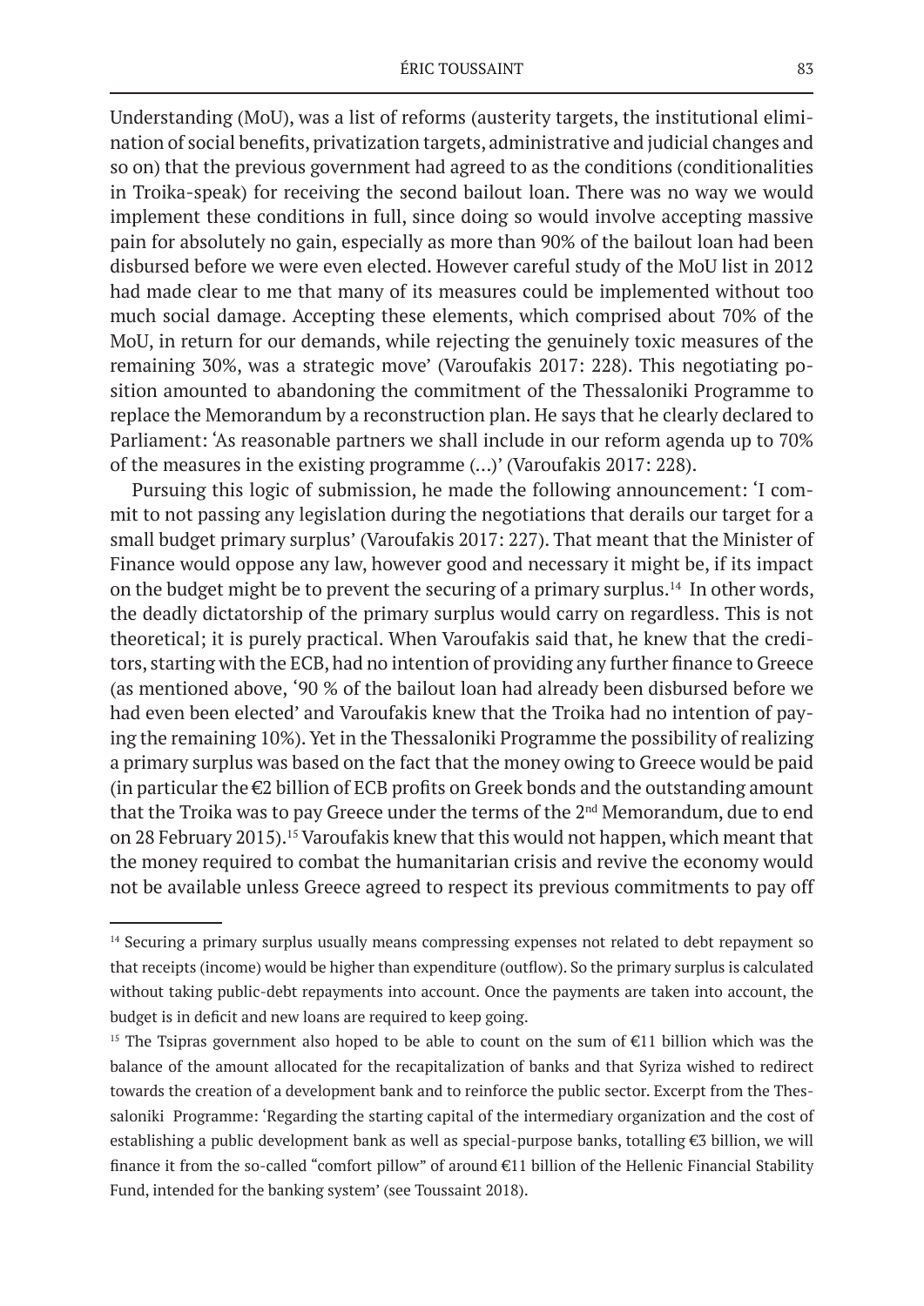Understanding (MoU), was a list of reforms (austerity targets, the institutional elimination of social benefits, privatization targets, administrative and judicial changes and so on) that the previous government had agreed to as the conditions (conditionalities in Troika-speak) for receiving the second bailout loan. There was no way we would implement these conditions in full, since doing so would involve accepting massive pain for absolutely no gain, especially as more than 90% of the bailout loan had been disbursed before we were even elected. However careful study of the MoU list in 2012 had made clear to me that many of its measures could be implemented without too much social damage. Accepting these elements, which comprised about 70% of the MoU, in return for our demands, while rejecting the genuinely toxic measures of the remaining 30%, was a strategic move' (Varoufakis 2017: 228). This negotiating position amounted to abandoning the commitment of the Thessaloniki Programme to replace the Memorandum by a reconstruction plan. He says that he clearly declared to Parliament: 'As reasonable partners we shall include in our reform agenda up to 70% of the measures in the existing programme (…)' (Varoufakis 2017: 228).

Pursuing this logic of submission, he made the following announcement: 'I commit to not passing any legislation during the negotiations that derails our target for a small budget primary surplus' (Varoufakis 2017: 227). That meant that the Minister of Finance would oppose any law, however good and necessary it might be, if its impact on the budget might be to prevent the securing of a primary surplus.[14] In other words, the deadly dictatorship of the primary surplus would carry on regardless. This is not theoretical; it is purely practical. When Varoufakis said that, he knew that the creditors, starting with the ECB, had no intention of providing any further finance to Greece (as mentioned above, '90 % of the bailout loan had already been disbursed before we had even been elected' and Varoufakis knew that the Troika had no intention of paying the remaining 10%). Yet in the Thessaloniki Programme the possibility of realizing a primary surplus was based on the fact that the money owing to Greece would be paid (in particular the €2 billion of ECB profits on Greek bonds and the outstanding amount that the Troika was to pay Greece under the terms of the 2nd Memorandum, due to end on 28 February 2015).[15] Varoufakis knew that this would not happen, which meant that the money required to combat the humanitarian crisis and revive the economy would not be available unless Greece agreed to respect its previous commitments to pay off

---

[14] Securing a primary surplus usually means compressing expenses not related to debt repayment so that receipts (income) would be higher than expenditure (outflow). So the primary surplus is calculated without taking public-debt repayments into account. Once the payments are taken into account, the budget is in deficit and new loans are required to keep going.

[15] The Tsipras government also hoped to be able to count on the sum of €11 billion which was the balance of the amount allocated for the recapitalization of banks and that Syriza wished to redirect towards the creation of a development bank and to reinforce the public sector. Excerpt from the Thessaloniki Programme: 'Regarding the starting capital of the intermediary organization and the cost of establishing a public development bank as well as special-purpose banks, totalling €3 billion, we will finance it from the so-called "comfort pillow" of around €11 billion of the Hellenic Financial Stability Fund, intended for the banking system' (see Toussaint 2018).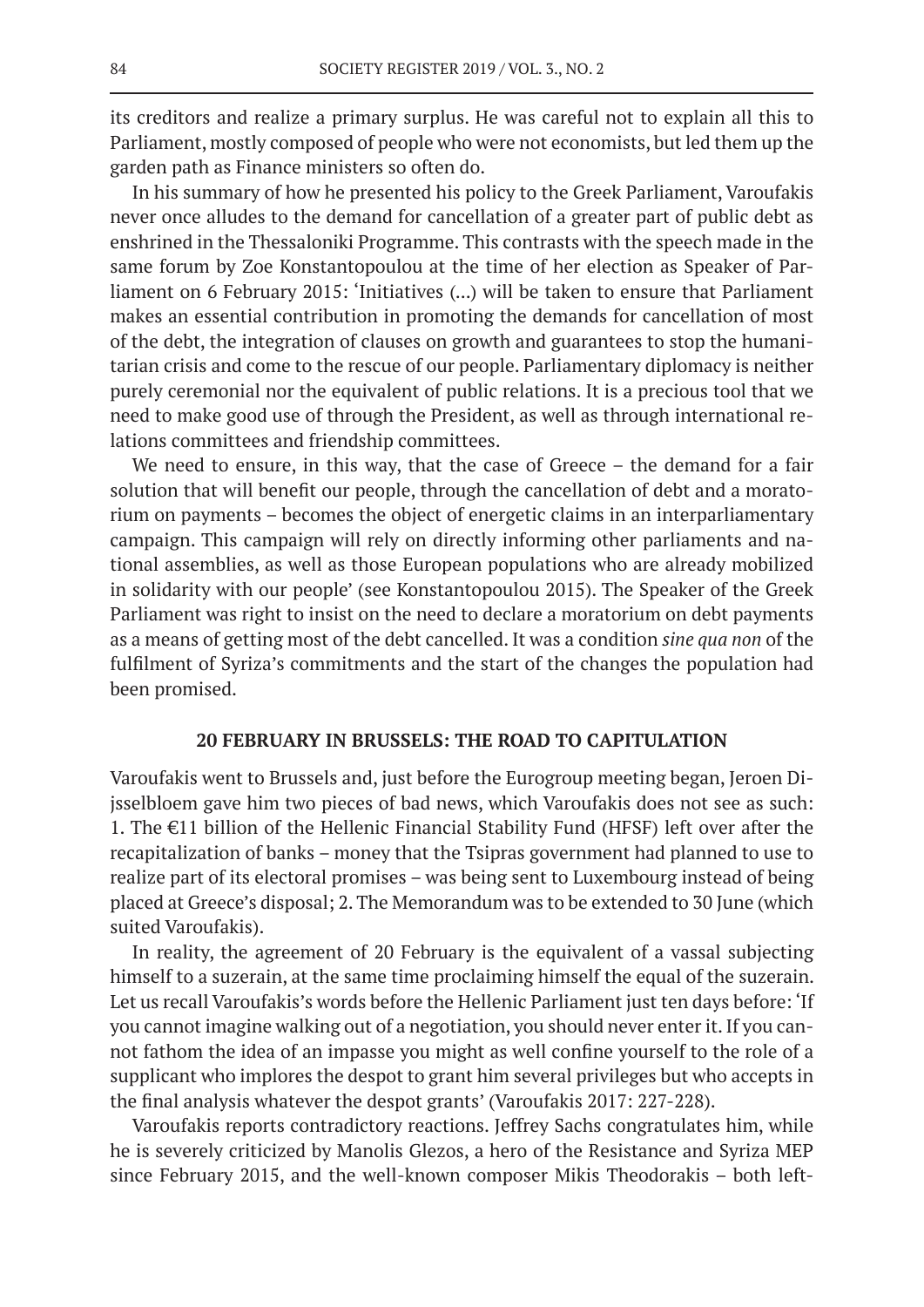its creditors and realize a primary surplus. He was careful not to explain all this to Parliament, mostly composed of people who were not economists, but led them up the garden path as Finance ministers so often do.

In his summary of how he presented his policy to the Greek Parliament, Varoufakis never once alludes to the demand for cancellation of a greater part of public debt as enshrined in the Thessaloniki Programme. This contrasts with the speech made in the same forum by Zoe Konstantopoulou at the time of her election as Speaker of Parliament on 6 February 2015: 'Initiatives (...) will be taken to ensure that Parliament makes an essential contribution in promoting the demands for cancellation of most of the debt, the integration of clauses on growth and guarantees to stop the humanitarian crisis and come to the rescue of our people. Parliamentary diplomacy is neither purely ceremonial nor the equivalent of public relations. It is a precious tool that we need to make good use of through the President, as well as through international relations committees and friendship committees.

We need to ensure, in this way, that the case of Greece – the demand for a fair solution that will benefit our people, through the cancellation of debt and a moratorium on payments – becomes the object of energetic claims in an interparliamentary campaign. This campaign will rely on directly informing other parliaments and national assemblies, as well as those European populations who are already mobilized in solidarity with our people' (see Konstantopoulou 2015). The Speaker of the Greek Parliament was right to insist on the need to declare a moratorium on debt payments as a means of getting most of the debt cancelled. It was a condition *sine qua non* of the fulfilment of Syriza's commitments and the start of the changes the population had been promised.

## 20 FEBRUARY IN BRUSSELS: THE ROAD TO CAPITULATION

Varoufakis went to Brussels and, just before the Eurogroup meeting began, Jeroen Dijsselbloem gave him two pieces of bad news, which Varoufakis does not see as such: 1. The €11 billion of the Hellenic Financial Stability Fund (HFSF) left over after the recapitalization of banks – money that the Tsipras government had planned to use to realize part of its electoral promises – was being sent to Luxembourg instead of being placed at Greece's disposal; 2. The Memorandum was to be extended to 30 June (which suited Varoufakis).

In reality, the agreement of 20 February is the equivalent of a vassal subjecting himself to a suzerain, at the same time proclaiming himself the equal of the suzerain. Let us recall Varoufakis's words before the Hellenic Parliament just ten days before: 'If you cannot imagine walking out of a negotiation, you should never enter it. If you cannot fathom the idea of an impasse you might as well confine yourself to the role of a supplicant who implores the despot to grant him several privileges but who accepts in the final analysis whatever the despot grants' (Varoufakis 2017: 227-228).

Varoufakis reports contradictory reactions. Jeffrey Sachs congratulates him, while he is severely criticized by Manolis Glezos, a hero of the Resistance and Syriza MEP since February 2015, and the well-known composer Mikis Theodorakis – both left-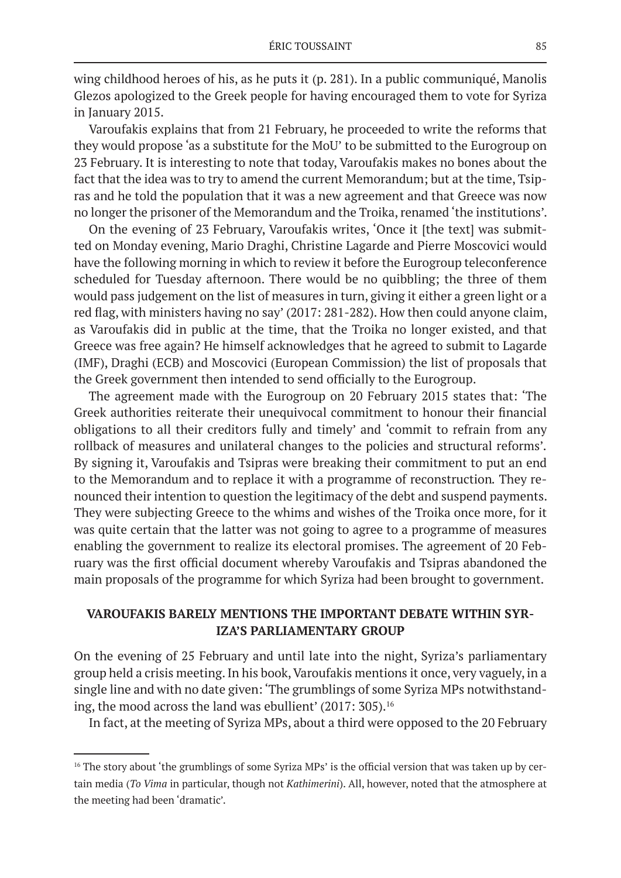wing childhood heroes of his, as he puts it (p. 281). In a public communiqué, Manolis Glezos apologized to the Greek people for having encouraged them to vote for Syriza in January 2015.

Varoufakis explains that from 21 February, he proceeded to write the reforms that they would propose 'as a substitute for the MoU' to be submitted to the Eurogroup on 23 February. It is interesting to note that today, Varoufakis makes no bones about the fact that the idea was to try to amend the current Memorandum; but at the time, Tsipras and he told the population that it was a new agreement and that Greece was now no longer the prisoner of the Memorandum and the Troika, renamed 'the institutions'.

On the evening of 23 February, Varoufakis writes, 'Once it [the text] was submitted on Monday evening, Mario Draghi, Christine Lagarde and Pierre Moscovici would have the following morning in which to review it before the Eurogroup teleconference scheduled for Tuesday afternoon. There would be no quibbling; the three of them would pass judgement on the list of measures in turn, giving it either a green light or a red flag, with ministers having no say' (2017: 281-282). How then could anyone claim, as Varoufakis did in public at the time, that the Troika no longer existed, and that Greece was free again? He himself acknowledges that he agreed to submit to Lagarde (IMF), Draghi (ECB) and Moscovici (European Commission) the list of proposals that the Greek government then intended to send officially to the Eurogroup.

The agreement made with the Eurogroup on 20 February 2015 states that: 'The Greek authorities reiterate their unequivocal commitment to honour their financial obligations to all their creditors fully and timely' and 'commit to refrain from any rollback of measures and unilateral changes to the policies and structural reforms'. By signing it, Varoufakis and Tsipras were breaking their commitment to put an end to the Memorandum and to replace it with a programme of reconstruction. They renounced their intention to question the legitimacy of the debt and suspend payments. They were subjecting Greece to the whims and wishes of the Troika once more, for it was quite certain that the latter was not going to agree to a programme of measures enabling the government to realize its electoral promises. The agreement of 20 February was the first official document whereby Varoufakis and Tsipras abandoned the main proposals of the programme for which Syriza had been brought to government.

## VAROUFAKIS BARELY MENTIONS THE IMPORTANT DEBATE WITHIN SYRIZA'S PARLIAMENTARY GROUP

On the evening of 25 February and until late into the night, Syriza's parliamentary group held a crisis meeting. In his book, Varoufakis mentions it once, very vaguely, in a single line and with no date given: 'The grumblings of some Syriza MPs notwithstanding, the mood across the land was ebullient' (2017: 305).[16]

In fact, at the meeting of Syriza MPs, about a third were opposed to the 20 February

[16] The story about 'the grumblings of some Syriza MPs' is the official version that was taken up by certain media (*To Vima* in particular, though not *Kathimerini*). All, however, noted that the atmosphere at the meeting had been 'dramatic'.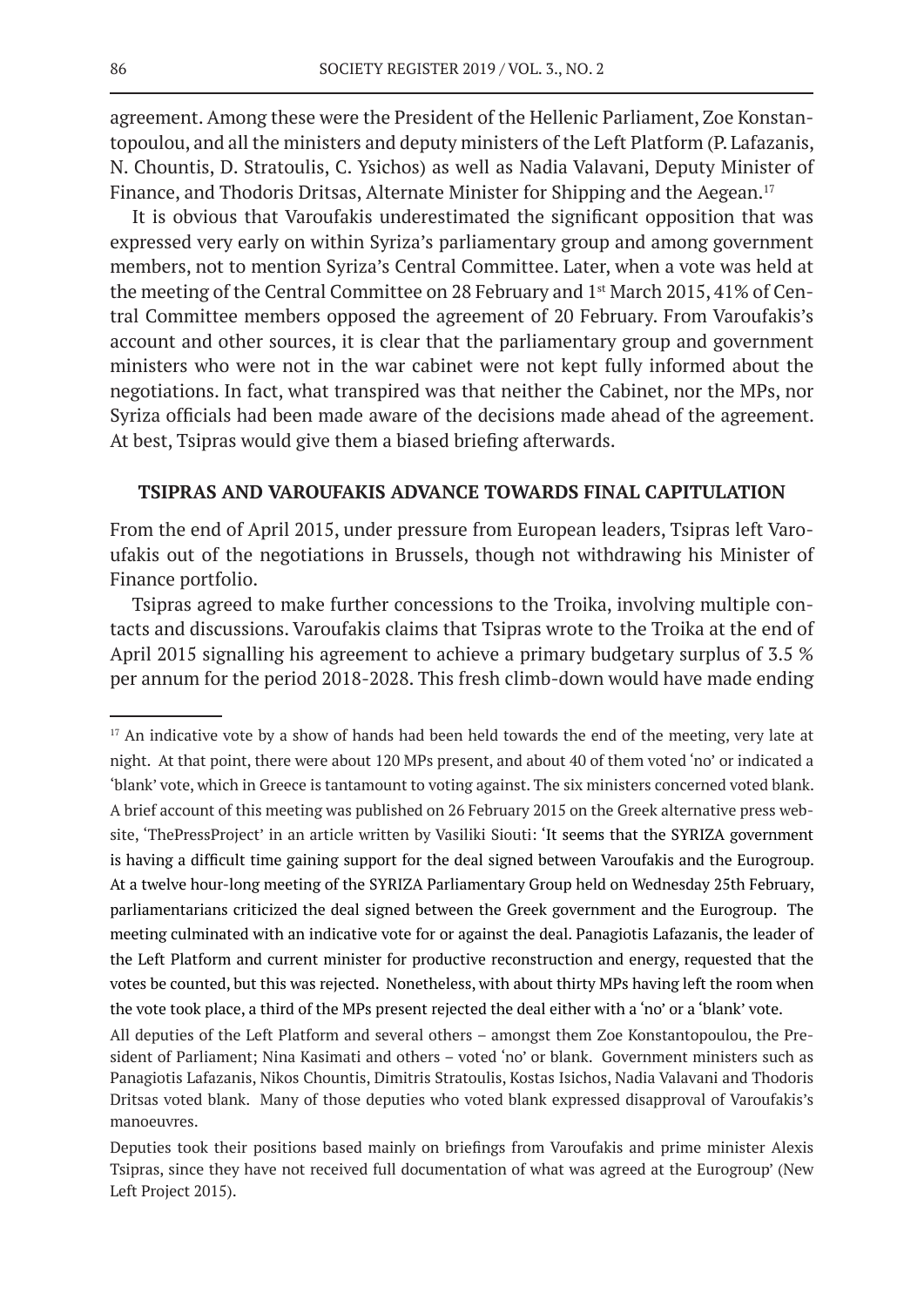agreement. Among these were the President of the Hellenic Parliament, Zoe Konstantopoulou, and all the ministers and deputy ministers of the Left Platform (P. Lafazanis, N. Chountis, D. Stratoulis, C. Ysichos) as well as Nadia Valavani, Deputy Minister of Finance, and Thodoris Dritsas, Alternate Minister for Shipping and the Aegean.[17]

It is obvious that Varoufakis underestimated the significant opposition that was expressed very early on within Syriza's parliamentary group and among government members, not to mention Syriza's Central Committee. Later, when a vote was held at the meeting of the Central Committee on 28 February and 1st March 2015, 41% of Central Committee members opposed the agreement of 20 February. From Varoufakis's account and other sources, it is clear that the parliamentary group and government ministers who were not in the war cabinet were not kept fully informed about the negotiations. In fact, what transpired was that neither the Cabinet, nor the MPs, nor Syriza officials had been made aware of the decisions made ahead of the agreement. At best, Tsipras would give them a biased briefing afterwards.

## TSIPRAS AND VAROUFAKIS ADVANCE TOWARDS FINAL CAPITULATION

From the end of April 2015, under pressure from European leaders, Tsipras left Varoufakis out of the negotiations in Brussels, though not withdrawing his Minister of Finance portfolio.

Tsipras agreed to make further concessions to the Troika, involving multiple contacts and discussions. Varoufakis claims that Tsipras wrote to the Troika at the end of April 2015 signalling his agreement to achieve a primary budgetary surplus of 3.5 % per annum for the period 2018-2028. This fresh climb-down would have made ending

---

[17] An indicative vote by a show of hands had been held towards the end of the meeting, very late at night. At that point, there were about 120 MPs present, and about 40 of them voted 'no' or indicated a 'blank' vote, which in Greece is tantamount to voting against. The six ministers concerned voted blank. A brief account of this meeting was published on 26 February 2015 on the Greek alternative press website, 'ThePressProject' in an article written by Vasiliki Siouti: 'It seems that the SYRIZA government is having a difficult time gaining support for the deal signed between Varoufakis and the Eurogroup. At a twelve hour-long meeting of the SYRIZA Parliamentary Group held on Wednesday 25th February, parliamentarians criticized the deal signed between the Greek government and the Eurogroup. The meeting culminated with an indicative vote for or against the deal. Panagiotis Lafazanis, the leader of the Left Platform and current minister for productive reconstruction and energy, requested that the votes be counted, but this was rejected. Nonetheless, with about thirty MPs having left the room when the vote took place, a third of the MPs present rejected the deal either with a 'no' or a 'blank' vote.

All deputies of the Left Platform and several others – amongst them Zoe Konstantopoulou, the President of Parliament; Nina Kasimati and others – voted 'no' or blank. Government ministers such as Panagiotis Lafazanis, Nikos Chountis, Dimitris Stratouliis, Kostas Isichos, Nadia Valavani and Thodoris Dritsas voted blank. Many of those deputies who voted blank expressed disapproval of Varoufakis's manoeuvres.

Deputies took their positions based mainly on briefings from Varoufakis and prime minister Alexis Tsipras, since they have not received full documentation of what was agreed at the Eurogroup' (New Left Project 2015).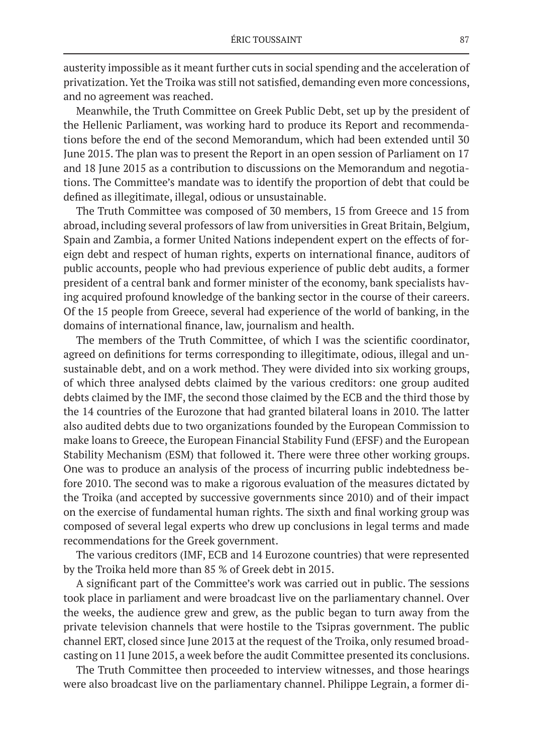austerity impossible as it meant further cuts in social spending and the acceleration of privatization. Yet the Troika was still not satisfied, demanding even more concessions, and no agreement was reached.

Meanwhile, the Truth Committee on Greek Public Debt, set up by the president of the Hellenic Parliament, was working hard to produce its Report and recommendations before the end of the second Memorandum, which had been extended until 30 June 2015. The plan was to present the Report in an open session of Parliament on 17 and 18 June 2015 as a contribution to discussions on the Memorandum and negotiations. The Committee's mandate was to identify the proportion of debt that could be defined as illegitimate, illegal, odious or unsustainable.

The Truth Committee was composed of 30 members, 15 from Greece and 15 from abroad, including several professors of law from universities in Great Britain, Belgium, Spain and Zambia, a former United Nations independent expert on the effects of foreign debt and respect of human rights, experts on international finance, auditors of public accounts, people who had previous experience of public debt audits, a former president of a central bank and former minister of the economy, bank specialists having acquired profound knowledge of the banking sector in the course of their careers. Of the 15 people from Greece, several had experience of the world of banking, in the domains of international finance, law, journalism and health.

The members of the Truth Committee, of which I was the scientific coordinator, agreed on definitions for terms corresponding to illegitimate, odious, illegal and unsustainable debt, and on a work method. They were divided into six working groups, of which three analysed debts claimed by the various creditors: one group audited debts claimed by the IMF, the second those claimed by the ECB and the third those by the 14 countries of the Eurozone that had granted bilateral loans in 2010. The latter also audited debts due to two organizations founded by the European Commission to make loans to Greece, the European Financial Stability Fund (EFSF) and the European Stability Mechanism (ESM) that followed it. There were three other working groups. One was to produce an analysis of the process of incurring public indebtedness before 2010. The second was to make a rigorous evaluation of the measures dictated by the Troika (and accepted by successive governments since 2010) and of their impact on the exercise of fundamental human rights. The sixth and final working group was composed of several legal experts who drew up conclusions in legal terms and made recommendations for the Greek government.

The various creditors (IMF, ECB and 14 Eurozone countries) that were represented by the Troika held more than 85 % of Greek debt in 2015.

A significant part of the Committee's work was carried out in public. The sessions took place in parliament and were broadcast live on the parliamentary channel. Over the weeks, the audience grew and grew, as the public began to turn away from the private television channels that were hostile to the Tsipras government. The public channel ERT, closed since June 2013 at the request of the Troika, only resumed broadcasting on 11 June 2015, a week before the audit Committee presented its conclusions.

The Truth Committee then proceeded to interview witnesses, and those hearings were also broadcast live on the parliamentary channel. Philippe Legrain, a former di-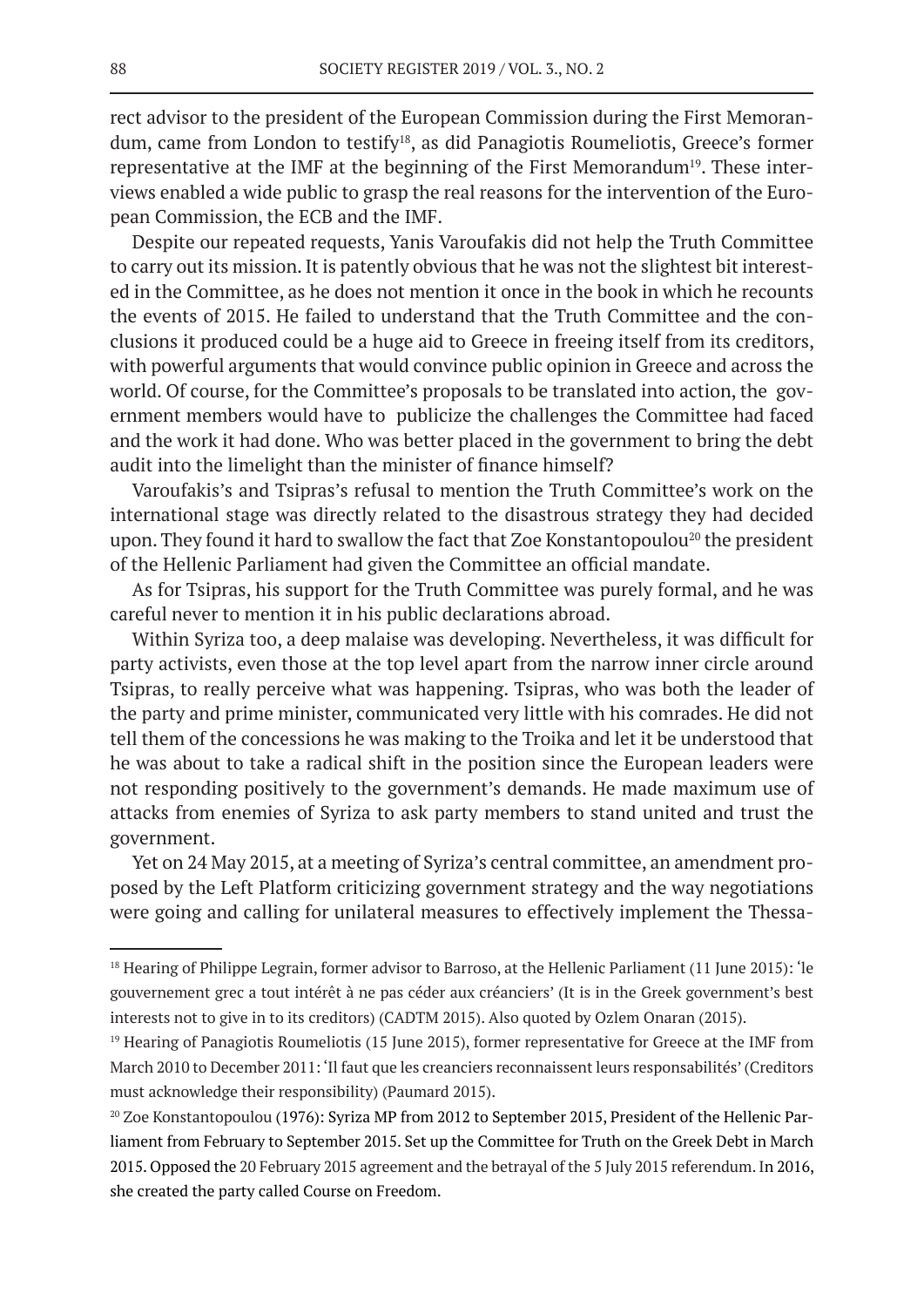rect advisor to the president of the European Commission during the First Memorandum, came from London to testify[18], as did Panagiotis Roumeliotis, Greece's former representative at the IMF at the beginning of the First Memorandum[19]. These interviews enabled a wide public to grasp the real reasons for the intervention of the European Commission, the ECB and the IMF.

Despite our repeated requests, Yanis Varoufakis did not help the Truth Committee to carry out its mission. It is patently obvious that he was not the slightest bit interested in the Committee, as he does not mention it once in the book in which he recounts the events of 2015. He failed to understand that the Truth Committee and the conclusions it produced could be a huge aid to Greece in freeing itself from its creditors, with powerful arguments that would convince public opinion in Greece and across the world. Of course, for the Committee's proposals to be translated into action, the government members would have to publicize the challenges the Committee had faced and the work it had done. Who was better placed in the government to bring the debt audit into the limelight than the minister of finance himself?

Varoufakis's and Tsipras's refusal to mention the Truth Committee's work on the international stage was directly related to the disastrous strategy they had decided upon. They found it hard to swallow the fact that Zoe Konstantopoulou[20] the president of the Hellenic Parliament had given the Committee an official mandate.

As for Tsipras, his support for the Truth Committee was purely formal, and he was careful never to mention it in his public declarations abroad.

Within Syriza too, a deep malaise was developing. Nevertheless, it was difficult for party activists, even those at the top level apart from the narrow inner circle around Tsipras, to really perceive what was happening. Tsipras, who was both the leader of the party and prime minister, communicated very little with his comrades. He did not tell them of the concessions he was making to the Troika and let it be understood that he was about to take a radical shift in the position since the European leaders were not responding positively to the government's demands. He made maximum use of attacks from enemies of Syriza to ask party members to stand united and trust the government.

Yet on 24 May 2015, at a meeting of Syriza's central committee, an amendment proposed by the Left Platform criticizing government strategy and the way negotiations were going and calling for unilateral measures to effectively implement the Thessa-

---

[18] Hearing of Philippe Legrain, former advisor to Barroso, at the Hellenic Parliament (11 June 2015): 'le gouvernement grec a tout intérêt à ne pas céder aux créanciers' (It is in the Greek government's best interests not to give in to its creditors) (CADTM 2015). Also quoted by Ozlem Onaran (2015).

[19] Hearing of Panagiotis Roumeliotis (15 June 2015), former representative for Greece at the IMF from March 2010 to December 2011: 'Il faut que les creanciers reconnaissent leurs responsabilités' (Creditors must acknowledge their responsibility) (Paumard 2015).

[20] Zoe Konstantopoulou (1976): Syriza MP from 2012 to September 2015, President of the Hellenic Parliament from February to September 2015. Set up the Committee for Truth on the Greek Debt in March 2015. Opposed the 20 February 2015 agreement and the betrayal of the 5 July 2015 referendum. In 2016, she created the party called Course on Freedom.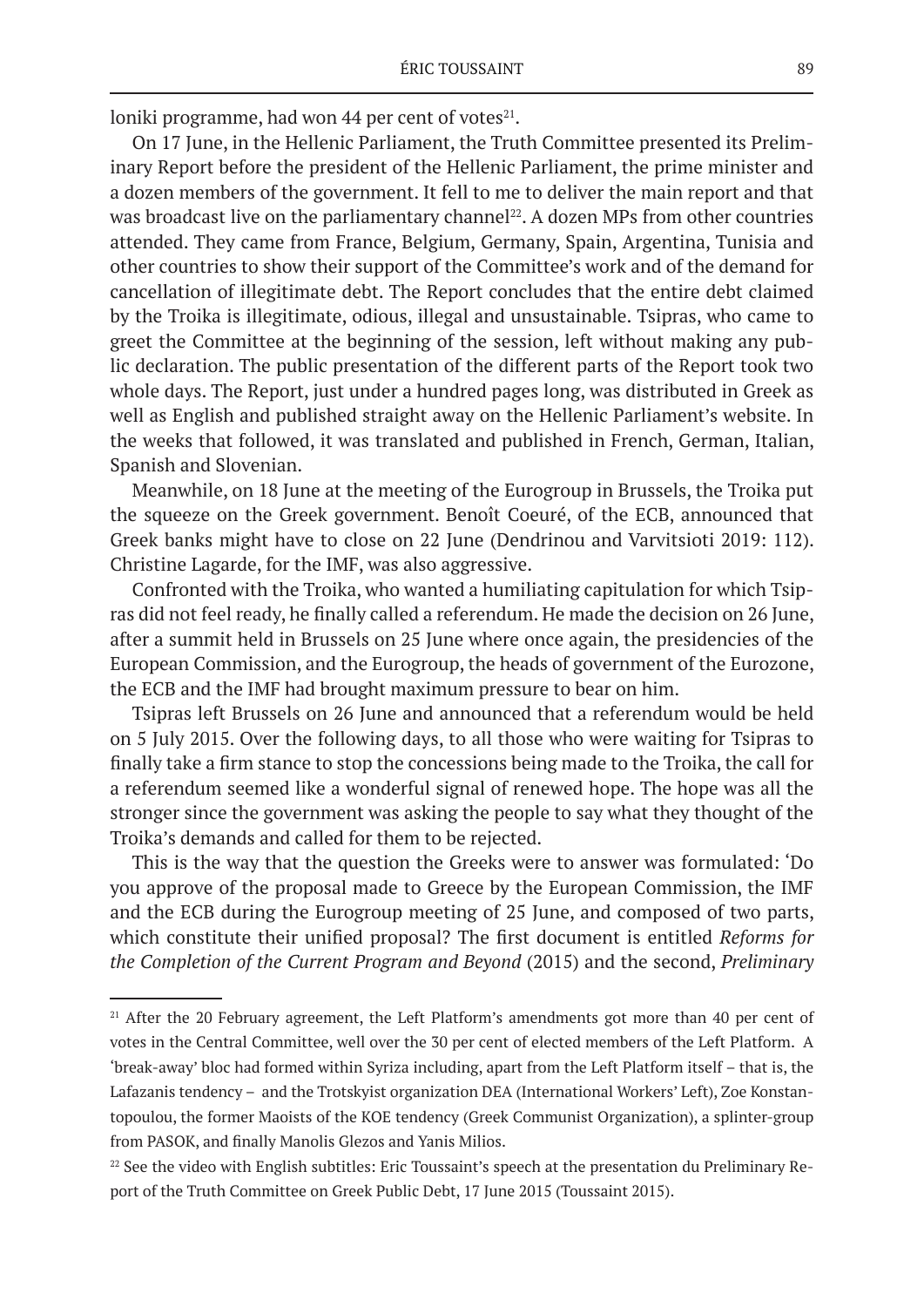loniki programme, had won 44 per cent of votes[21].

On 17 June, in the Hellenic Parliament, the Truth Committee presented its Preliminary Report before the president of the Hellenic Parliament, the prime minister and a dozen members of the government. It fell to me to deliver the main report and that was broadcast live on the parliamentary channel[22]. A dozen MPs from other countries attended. They came from France, Belgium, Germany, Spain, Argentina, Tunisia and other countries to show their support of the Committee's work and of the demand for cancellation of illegitimate debt. The Report concludes that the entire debt claimed by the Troika is illegitimate, odious, illegal and unsustainable. Tsipras, who came to greet the Committee at the beginning of the session, left without making any public declaration. The public presentation of the different parts of the Report took two whole days. The Report, just under a hundred pages long, was distributed in Greek as well as English and published straight away on the Hellenic Parliament's website. In the weeks that followed, it was translated and published in French, German, Italian, Spanish and Slovenian.

Meanwhile, on 18 June at the meeting of the Eurogroup in Brussels, the Troika put the squeeze on the Greek government. Benoît Coeuré, of the ECB, announced that Greek banks might have to close on 22 June (Dendrinou and Varvitsioti 2019: 112). Christine Lagarde, for the IMF, was also aggressive.

Confronted with the Troika, who wanted a humiliating capitulation for which Tsipras did not feel ready, he finally called a referendum. He made the decision on 26 June, after a summit held in Brussels on 25 June where once again, the presidencies of the European Commission, and the Eurogroup, the heads of government of the Eurozone, the ECB and the IMF had brought maximum pressure to bear on him.

Tsipras left Brussels on 26 June and announced that a referendum would be held on 5 July 2015. Over the following days, to all those who were waiting for Tsipras to finally take a firm stance to stop the concessions being made to the Troika, the call for a referendum seemed like a wonderful signal of renewed hope. The hope was all the stronger since the government was asking the people to say what they thought of the Troika's demands and called for them to be rejected.

This is the way that the question the Greeks were to answer was formulated: 'Do you approve of the proposal made to Greece by the European Commission, the IMF and the ECB during the Eurogroup meeting of 25 June, and composed of two parts, which constitute their unified proposal? The first document is entitled *Reforms for the Completion of the Current Program and Beyond* (2015) and the second, *Preliminary*

---

[21] After the 20 February agreement, the Left Platform's amendments got more than 40 per cent of votes in the Central Committee, well over the 30 per cent of elected members of the Left Platform. A 'break-away' bloc had formed within Syriza including, apart from the Left Platform itself – that is, the Lafazanis tendency – and the Trotskyist organization DEA (International Workers' Left), Zoe Konstantopoulou, the former Maoists of the KOE tendency (Greek Communist Organization), a splinter-group from PASOK, and finally Manolis Glezos and Yanis Milios.

[22] See the video with English subtitles: Eric Toussaint's speech at the presentation du Preliminary Report of the Truth Committee on Greek Public Debt, 17 June 2015 (Toussaint 2015).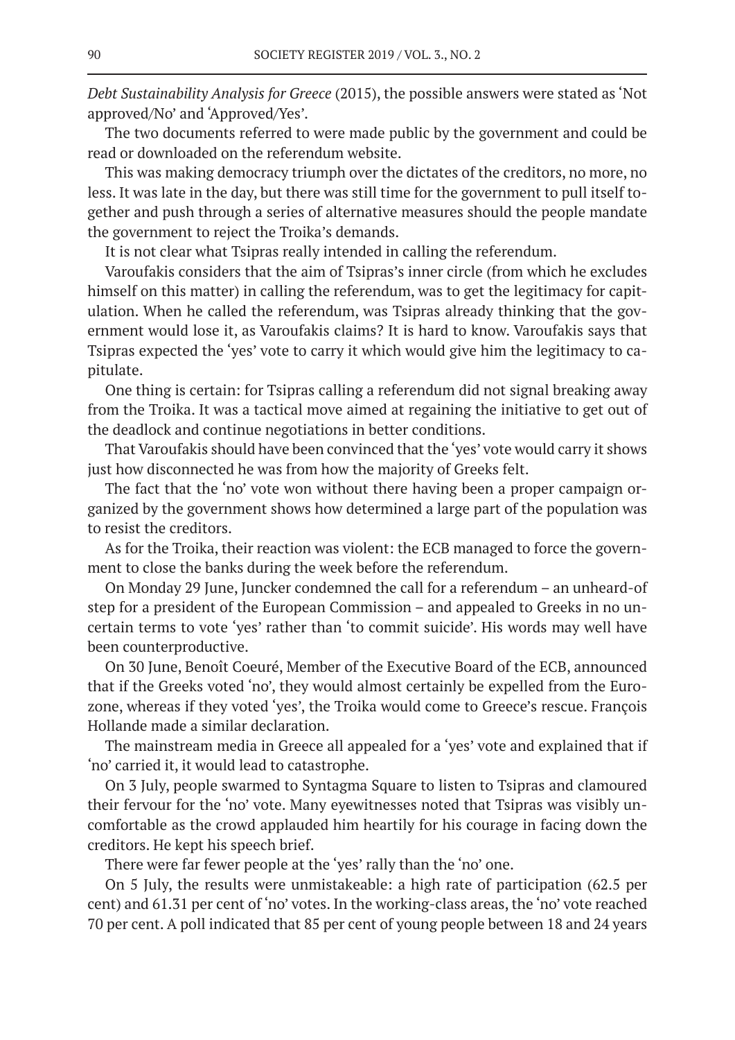*Debt Sustainability Analysis for Greece* (2015), the possible answers were stated as 'Not approved/No' and 'Approved/Yes'.

The two documents referred to were made public by the government and could be read or downloaded on the referendum website.

This was making democracy triumph over the dictates of the creditors, no more, no less. It was late in the day, but there was still time for the government to pull itself together and push through a series of alternative measures should the people mandate the government to reject the Troika's demands.

It is not clear what Tsipras really intended in calling the referendum.

Varoufakis considers that the aim of Tsipras's inner circle (from which he excludes himself on this matter) in calling the referendum, was to get the legitimacy for capitulation. When he called the referendum, was Tsipras already thinking that the government would lose it, as Varoufakis claims? It is hard to know. Varoufakis says that Tsipras expected the 'yes' vote to carry it which would give him the legitimacy to capitulate.

One thing is certain: for Tsipras calling a referendum did not signal breaking away from the Troika. It was a tactical move aimed at regaining the initiative to get out of the deadlock and continue negotiations in better conditions.

That Varoufakis should have been convinced that the 'yes' vote would carry it shows just how disconnected he was from how the majority of Greeks felt.

The fact that the 'no' vote won without there having been a proper campaign organized by the government shows how determined a large part of the population was to resist the creditors.

As for the Troika, their reaction was violent: the ECB managed to force the government to close the banks during the week before the referendum.

On Monday 29 June, Juncker condemned the call for a referendum – an unheard-of step for a president of the European Commission – and appealed to Greeks in no uncertain terms to vote 'yes' rather than 'to commit suicide'. His words may well have been counterproductive.

On 30 June, Benoît Coeuré, Member of the Executive Board of the ECB, announced that if the Greeks voted 'no', they would almost certainly be expelled from the Eurozone, whereas if they voted 'yes', the Troika would come to Greece's rescue. François Hollande made a similar declaration.

The mainstream media in Greece all appealed for a 'yes' vote and explained that if 'no' carried it, it would lead to catastrophe.

On 3 July, people swarmed to Syntagma Square to listen to Tsipras and clamoured their fervour for the 'no' vote. Many eyewitnesses noted that Tsipras was visibly uncomfortable as the crowd applauded him heartily for his courage in facing down the creditors. He kept his speech brief.

There were far fewer people at the 'yes' rally than the 'no' one.

On 5 July, the results were unmistakeable: a high rate of participation (62.5 per cent) and 61.31 per cent of 'no' votes. In the working-class areas, the 'no' vote reached 70 per cent. A poll indicated that 85 per cent of young people between 18 and 24 years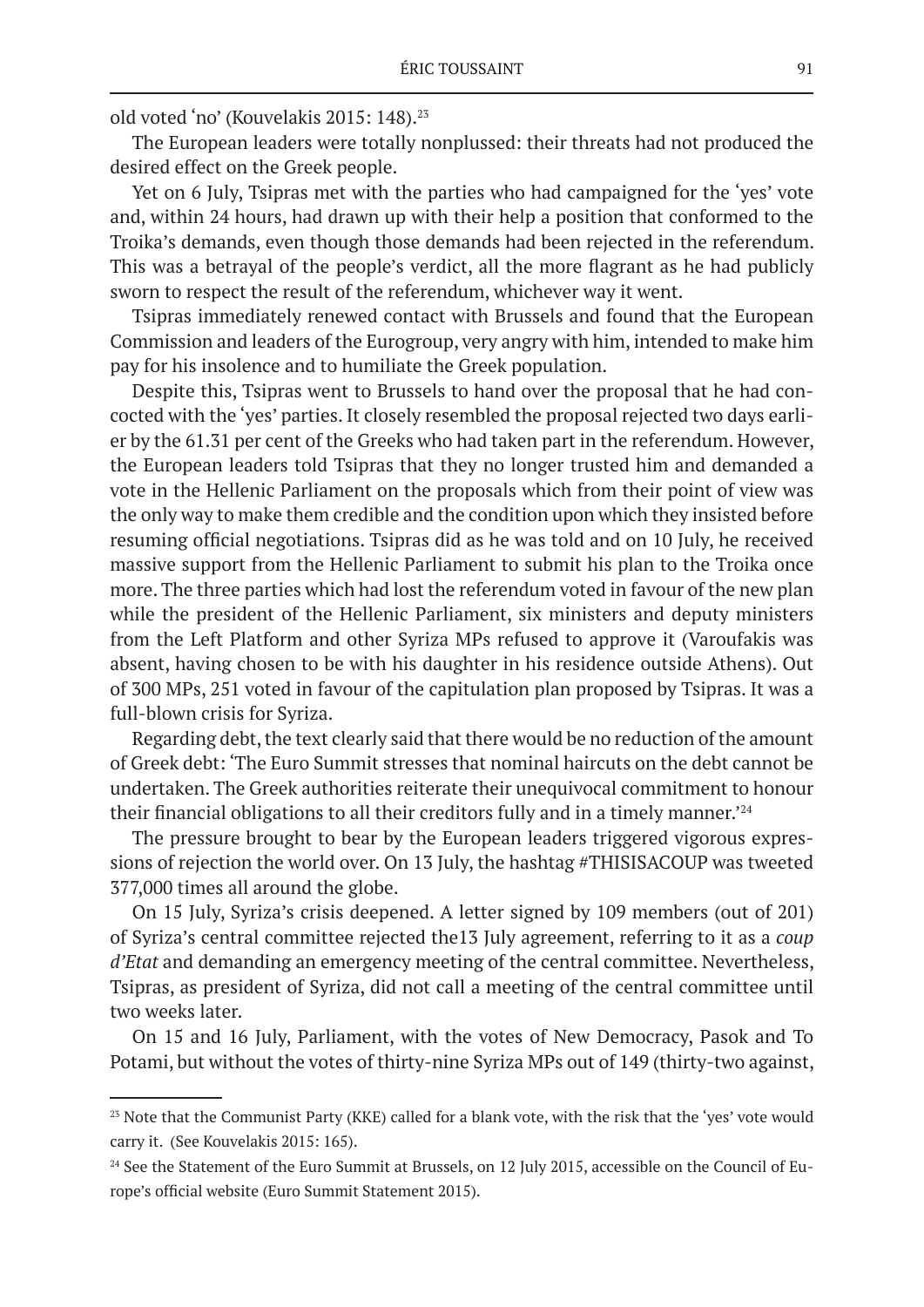old voted 'no' (Kouvelakis 2015: 148).[23]

The European leaders were totally nonplussed: their threats had not produced the desired effect on the Greek people.

Yet on 6 July, Tsipras met with the parties who had campaigned for the 'yes' vote and, within 24 hours, had drawn up with their help a position that conformed to the Troika's demands, even though those demands had been rejected in the referendum. This was a betrayal of the people's verdict, all the more flagrant as he had publicly sworn to respect the result of the referendum, whichever way it went.

Tsipras immediately renewed contact with Brussels and found that the European Commission and leaders of the Eurogroup, very angry with him, intended to make him pay for his insolence and to humiliate the Greek population.

Despite this, Tsipras went to Brussels to hand over the proposal that he had concocted with the 'yes' parties. It closely resembled the proposal rejected two days earlier by the 61.31 per cent of the Greeks who had taken part in the referendum. However, the European leaders told Tsipras that they no longer trusted him and demanded a vote in the Hellenic Parliament on the proposals which from their point of view was the only way to make them credible and the condition upon which they insisted before resuming official negotiations. Tsipras did as he was told and on 10 July, he received massive support from the Hellenic Parliament to submit his plan to the Troika once more. The three parties which had lost the referendum voted in favour of the new plan while the president of the Hellenic Parliament, six ministers and deputy ministers from the Left Platform and other Syriza MPs refused to approve it (Varoufakis was absent, having chosen to be with his daughter in his residence outside Athens). Out of 300 MPs, 251 voted in favour of the capitulation plan proposed by Tsipras. It was a full-blown crisis for Syriza.

Regarding debt, the text clearly said that there would be no reduction of the amount of Greek debt: 'The Euro Summit stresses that nominal haircuts on the debt cannot be undertaken. The Greek authorities reiterate their unequivocal commitment to honour their financial obligations to all their creditors fully and in a timely manner.'[24]

The pressure brought to bear by the European leaders triggered vigorous expressions of rejection the world over. On 13 July, the hashtag #THISISACOUP was tweeted 377,000 times all around the globe.

On 15 July, Syriza's crisis deepened. A letter signed by 109 members (out of 201) of Syriza's central committee rejected the13 July agreement, referring to it as a *coup d'Etat* and demanding an emergency meeting of the central committee. Nevertheless, Tsipras, as president of Syriza, did not call a meeting of the central committee until two weeks later.

On 15 and 16 July, Parliament, with the votes of New Democracy, Pasok and To Potami, but without the votes of thirty-nine Syriza MPs out of 149 (thirty-two against,

---

[23] Note that the Communist Party (KKE) called for a blank vote, with the risk that the 'yes' vote would carry it. (See Kouvelakis 2015: 165).

[24] See the Statement of the Euro Summit at Brussels, on 12 July 2015, accessible on the Council of Europe's official website (Euro Summit Statement 2015).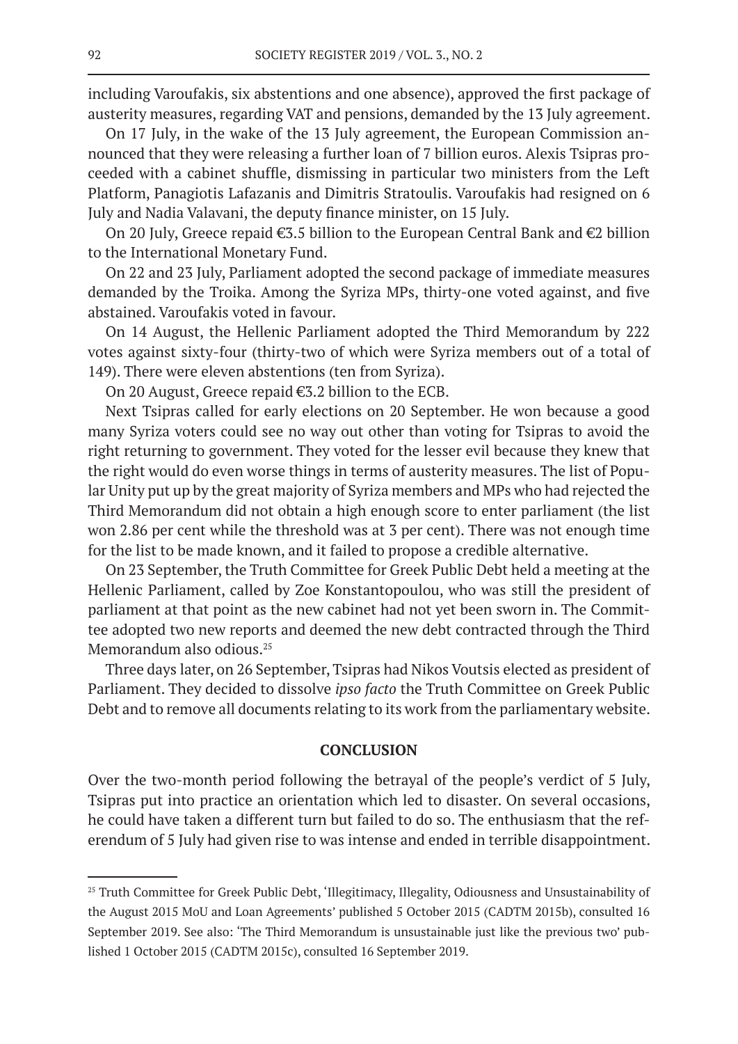including Varoufakis, six abstentions and one absence), approved the first package of austerity measures, regarding VAT and pensions, demanded by the 13 July agreement.

On 17 July, in the wake of the 13 July agreement, the European Commission announced that they were releasing a further loan of 7 billion euros. Alexis Tsipras proceeded with a cabinet shuffle, dismissing in particular two ministers from the Left Platform, Panagiotis Lafazanis and Dimitris Stratoulis. Varoufakis had resigned on 6 July and Nadia Valavani, the deputy finance minister, on 15 July.

On 20 July, Greece repaid €3.5 billion to the European Central Bank and €2 billion to the International Monetary Fund.

On 22 and 23 July, Parliament adopted the second package of immediate measures demanded by the Troika. Among the Syriza MPs, thirty-one voted against, and five abstained. Varoufakis voted in favour.

On 14 August, the Hellenic Parliament adopted the Third Memorandum by 222 votes against sixty-four (thirty-two of which were Syriza members out of a total of 149). There were eleven abstentions (ten from Syriza).

On 20 August, Greece repaid €3.2 billion to the ECB.

Next Tsipras called for early elections on 20 September. He won because a good many Syriza voters could see no way out other than voting for Tsipras to avoid the right returning to government. They voted for the lesser evil because they knew that the right would do even worse things in terms of austerity measures. The list of Popular Unity put up by the great majority of Syriza members and MPs who had rejected the Third Memorandum did not obtain a high enough score to enter parliament (the list won 2.86 per cent while the threshold was at 3 per cent). There was not enough time for the list to be made known, and it failed to propose a credible alternative.

On 23 September, the Truth Committee for Greek Public Debt held a meeting at the Hellenic Parliament, called by Zoe Konstantopoulou, who was still the president of parliament at that point as the new cabinet had not yet been sworn in. The Committee adopted two new reports and deemed the new debt contracted through the Third Memorandum also odious.[25]

Three days later, on 26 September, Tsipras had Nikos Voutsis elected as president of Parliament. They decided to dissolve *ipso facto* the Truth Committee on Greek Public Debt and to remove all documents relating to its work from the parliamentary website.

## CONCLUSION

Over the two-month period following the betrayal of the people's verdict of 5 July, Tsipras put into practice an orientation which led to disaster. On several occasions, he could have taken a different turn but failed to do so. The enthusiasm that the referendum of 5 July had given rise to was intense and ended in terrible disappointment.

---

[25] Truth Committee for Greek Public Debt, 'Illegitimacy, Illegality, Odiousness and Unsustainability of the August 2015 MoU and Loan Agreements' published 5 October 2015 (CADTM 2015b), consulted 16 September 2019. See also: 'The Third Memorandum is unsustainable just like the previous two' published 1 October 2015 (CADTM 2015c), consulted 16 September 2019.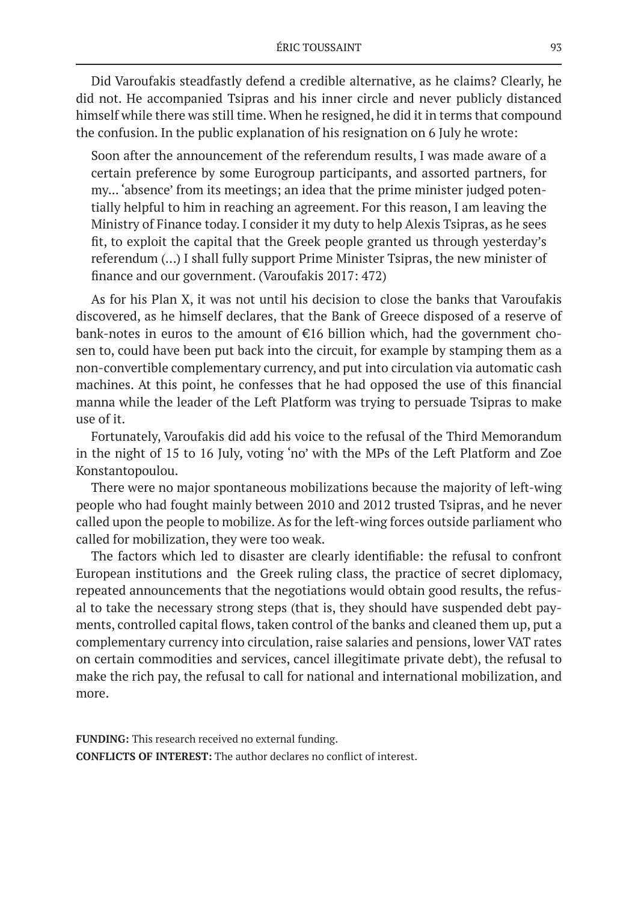Did Varoufakis steadfastly defend a credible alternative, as he claims? Clearly, he did not. He accompanied Tsipras and his inner circle and never publicly distanced himself while there was still time. When he resigned, he did it in terms that compound the confusion. In the public explanation of his resignation on 6 July he wrote:

> Soon after the announcement of the referendum results, I was made aware of a certain preference by some Eurogroup participants, and assorted partners, for my… 'absence' from its meetings; an idea that the prime minister judged potentially helpful to him in reaching an agreement. For this reason, I am leaving the Ministry of Finance today. I consider it my duty to help Alexis Tsipras, as he sees fit, to exploit the capital that the Greek people granted us through yesterday's referendum (…) I shall fully support Prime Minister Tsipras, the new minister of finance and our government. (Varoufakis 2017: 472)

As for his Plan X, it was not until his decision to close the banks that Varoufakis discovered, as he himself declares, that the Bank of Greece disposed of a reserve of bank-notes in euros to the amount of €16 billion which, had the government chosen to, could have been put back into the circuit, for example by stamping them as a non-convertible complementary currency, and put into circulation via automatic cash machines. At this point, he confesses that he had opposed the use of this financial manna while the leader of the Left Platform was trying to persuade Tsipras to make use of it.

Fortunately, Varoufakis did add his voice to the refusal of the Third Memorandum in the night of 15 to 16 July, voting 'no' with the MPs of the Left Platform and Zoe Konstantopoulou.

There were no major spontaneous mobilizations because the majority of left-wing people who had fought mainly between 2010 and 2012 trusted Tsipras, and he never called upon the people to mobilize. As for the left-wing forces outside parliament who called for mobilization, they were too weak.

The factors which led to disaster are clearly identifiable: the refusal to confront European institutions and the Greek ruling class, the practice of secret diplomacy, repeated announcements that the negotiations would obtain good results, the refusal to take the necessary strong steps (that is, they should have suspended debt payments, controlled capital flows, taken control of the banks and cleaned them up, put a complementary currency into circulation, raise salaries and pensions, lower VAT rates on certain commodities and services, cancel illegitimate private debt), the refusal to make the rich pay, the refusal to call for national and international mobilization, and more.

**FUNDING:** This research received no external funding.

**CONFLICTS OF INTEREST:** The author declares no conflict of interest.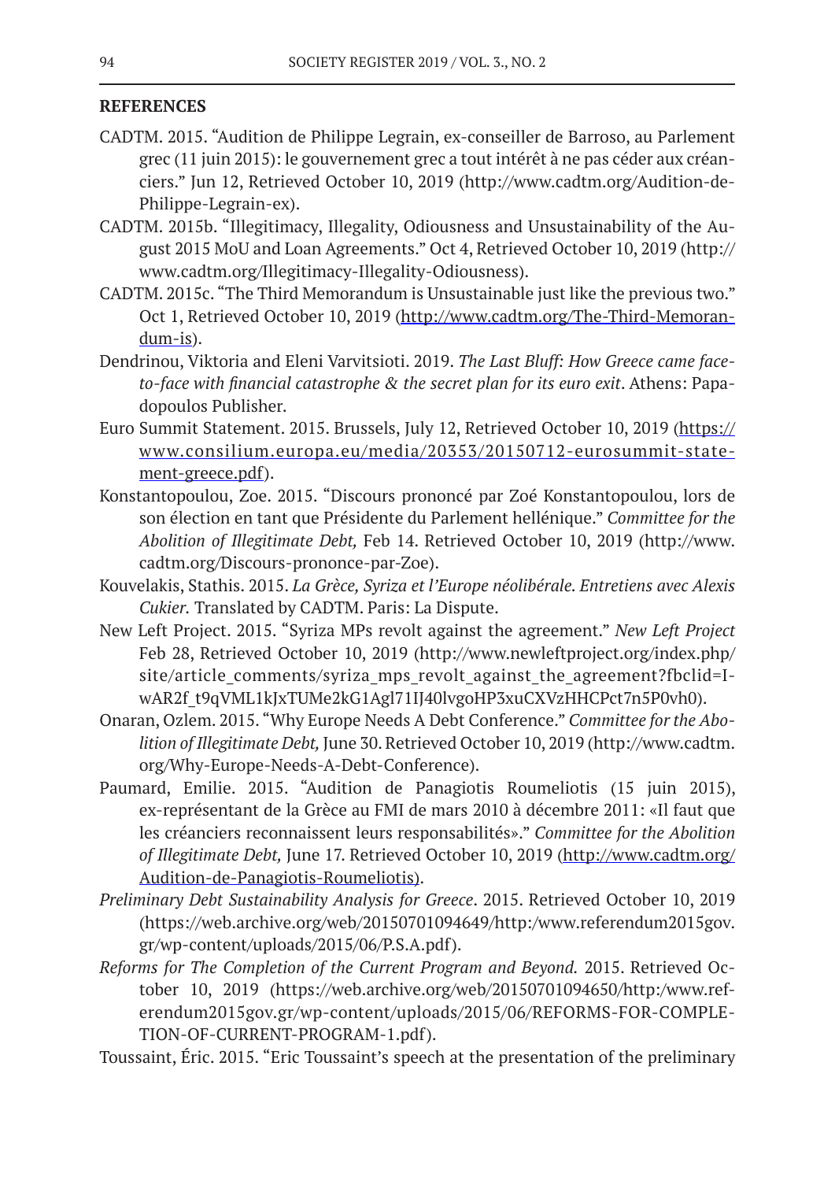## REFERENCES

CADTM. 2015. "Audition de Philippe Legrain, ex-conseiller de Barroso, au Parlement grec (11 juin 2015): le gouvernement grec a tout intérêt à ne pas céder aux créanciers." Jun 12, Retrieved October 10, 2019 (http://www.cadtm.org/Audition-de-Philippe-Legrain-ex).

CADTM. 2015b. "Illegitimacy, Illegality, Odiousness and Unsustainability of the August 2015 MoU and Loan Agreements." Oct 4, Retrieved October 10, 2019 (http://www.cadtm.org/Illegitimacy-Illegality-Odiousness).

CADTM. 2015c. "The Third Memorandum is Unsustainable just like the previous two." Oct 1, Retrieved October 10, 2019 (http://www.cadtm.org/The-Third-Memorandum-is).

Dendrinou, Viktoria and Eleni Varvitsioti. 2019. *The Last Bluff: How Greece came face-to-face with financial catastrophe & the secret plan for its euro exit*. Athens: Papadopoulos Publisher.

Euro Summit Statement. 2015. Brussels, July 12, Retrieved October 10, 2019 (https://www.consilium.europa.eu/media/20353/20150712-eurosummit-statement-greece.pdf).

Konstantopoulou, Zoe. 2015. "Discours prononcé par Zoé Konstantopoulou, lors de son élection en tant que Présidente du Parlement hellénique." *Committee for the Abolition of Illegitimate Debt,* Feb 14. Retrieved October 10, 2019 (http://www.cadtm.org/Discours-prononce-par-Zoe).

Kouvelakis, Stathis. 2015. *La Grèce, Syriza et l'Europe néolibérale. Entretiens avec Alexis Cukier.* Translated by CADTM. Paris: La Dispute.

New Left Project. 2015. "Syriza MPs revolt against the agreement." *New Left Project* Feb 28, Retrieved October 10, 2019 (http://www.newleftproject.org/index.php/site/article_comments/syriza_mps_revolt_against_the_agreement?fbclid=IwAR2f_t9qVML1kJxTUMe2kG1Agl71IJ40lvgoHP3xuCXVzHHCPct7n5P0vh0).

Onaran, Ozlem. 2015. "Why Europe Needs A Debt Conference." *Committee for the Abolition of Illegitimate Debt,* June 30. Retrieved October 10, 2019 (http://www.cadtm.org/Why-Europe-Needs-A-Debt-Conference).

Paumard, Emilie. 2015. "Audition de Panagiotis Roumeliotis (15 juin 2015), ex-représentant de la Grèce au FMI de mars 2010 à décembre 2011: «Il faut que les créanciers reconnaissent leurs responsabilités»." *Committee for the Abolition of Illegitimate Debt,* June 17. Retrieved October 10, 2019 (http://www.cadtm.org/Audition-de-Panagiotis-Roumeliotis).

*Preliminary Debt Sustainability Analysis for Greece*. 2015. Retrieved October 10, 2019 (https://web.archive.org/web/20150701094649/http:/www.referendum2015gov.gr/wp-content/uploads/2015/06/P.S.A.pdf).

*Reforms for The Completion of the Current Program and Beyond.* 2015. Retrieved October 10, 2019 (https://web.archive.org/web/20150701094650/http:/www.referendum2015gov.gr/wp-content/uploads/2015/06/REFORMS-FOR-COMPLETION-OF-CURRENT-PROGRAM-1.pdf).

Toussaint, Éric. 2015. "Eric Toussaint's speech at the presentation of the preliminary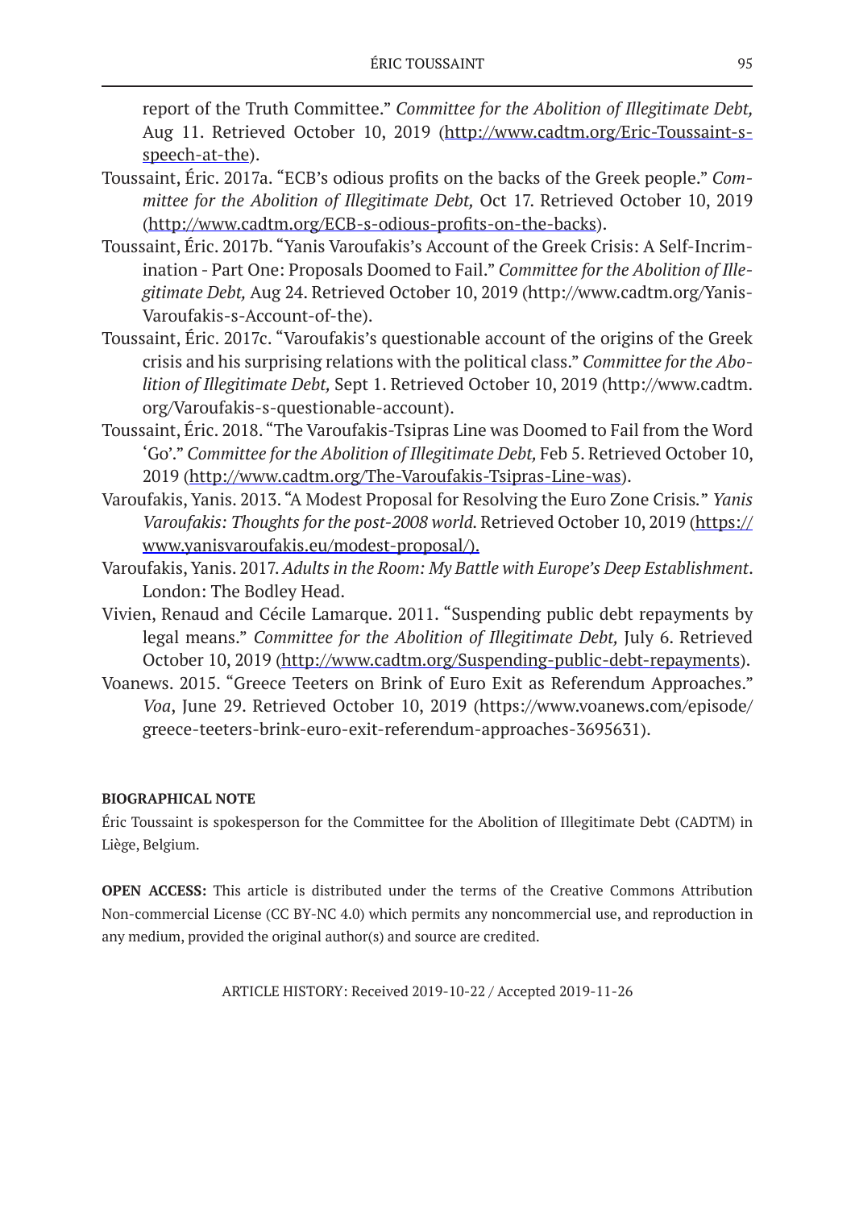report of the Truth Committee." *Committee for the Abolition of Illegitimate Debt,* Aug 11. Retrieved October 10, 2019 (http://www.cadtm.org/Eric-Toussaint-s-speech-at-the).

Toussaint, Éric. 2017a. "ECB's odious profits on the backs of the Greek people." *Committee for the Abolition of Illegitimate Debt,* Oct 17. Retrieved October 10, 2019 (http://www.cadtm.org/ECB-s-odious-profits-on-the-backs).

Toussaint, Éric. 2017b. "Yanis Varoufakis's Account of the Greek Crisis: A Self-Incrimination - Part One: Proposals Doomed to Fail." *Committee for the Abolition of Illegitimate Debt,* Aug 24. Retrieved October 10, 2019 (http://www.cadtm.org/Yanis-Varoufakis-s-Account-of-the).

Toussaint, Éric. 2017c. "Varoufakis's questionable account of the origins of the Greek crisis and his surprising relations with the political class." *Committee for the Abolition of Illegitimate Debt,* Sept 1. Retrieved October 10, 2019 (http://www.cadtm.org/Varoufakis-s-questionable-account).

Toussaint, Éric. 2018. "The Varoufakis-Tsipras Line was Doomed to Fail from the Word 'Go'." *Committee for the Abolition of Illegitimate Debt,* Feb 5. Retrieved October 10, 2019 (http://www.cadtm.org/The-Varoufakis-Tsipras-Line-was).

Varoufakis, Yanis. 2013. "A Modest Proposal for Resolving the Euro Zone Crisis." *Yanis Varoufakis: Thoughts for the post-2008 world.* Retrieved October 10, 2019 (https://www.yanisvaroufakis.eu/modest-proposal/).

Varoufakis, Yanis. 2017. *Adults in the Room: My Battle with Europe's Deep Establishment*. London: The Bodley Head.

Vivien, Renaud and Cécile Lamarque. 2011. "Suspending public debt repayments by legal means." *Committee for the Abolition of Illegitimate Debt,* July 6. Retrieved October 10, 2019 (http://www.cadtm.org/Suspending-public-debt-repayments).

Voanews. 2015. "Greece Teeters on Brink of Euro Exit as Referendum Approaches." *Voa*, June 29. Retrieved October 10, 2019 (https://www.voanews.com/episode/greece-teeters-brink-euro-exit-referendum-approaches-3695631).

**BIOGRAPHICAL NOTE**

Éric Toussaint is spokesperson for the Committee for the Abolition of Illegitimate Debt (CADTM) in Liège, Belgium.

**OPEN ACCESS:** This article is distributed under the terms of the Creative Commons Attribution Non-commercial License (CC BY-NC 4.0) which permits any noncommercial use, and reproduction in any medium, provided the original author(s) and source are credited.

ARTICLE HISTORY: Received 2019-10-22 / Accepted 2019-11-26